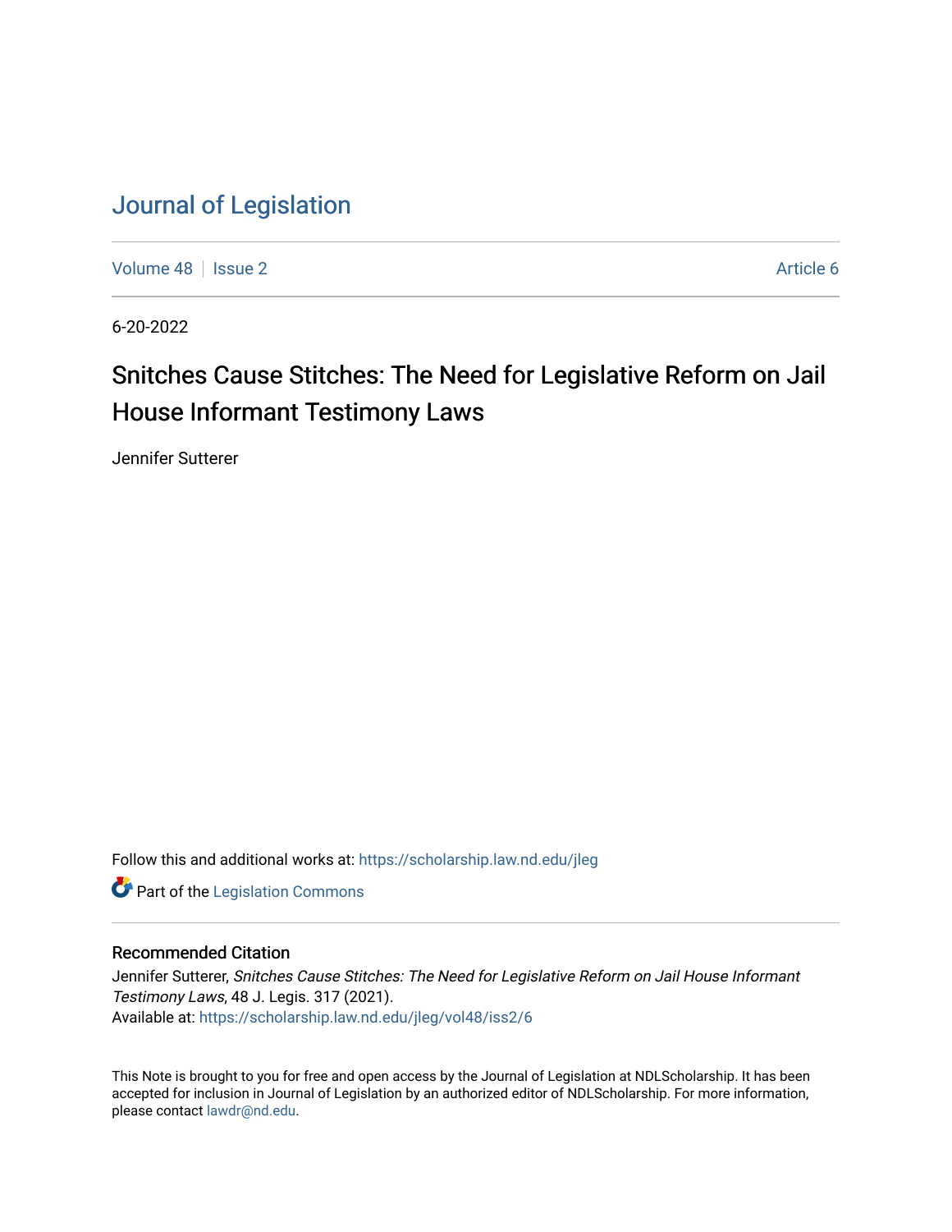# Journal of Legislation

Volume 48 | Issue 2 | Article 6

6-20-2022

## Snitches Cause Stitches: The Need for Legislative Reform on Jail House Informant Testimony Laws

Jennifer Sutterer

Follow this and additional works at: https://scholarship.law.nd.edu/jleg

Part of the Legislation Commons

### Recommended Citation

Jennifer Sutterer, *Snitches Cause Stitches: The Need for Legislative Reform on Jail House Informant Testimony Laws*, 48 J. Legis. 317 (2021).
Available at: https://scholarship.law.nd.edu/jleg/vol48/iss2/6

This Note is brought to you for free and open access by the Journal of Legislation at NDLScholarship. It has been accepted for inclusion in Journal of Legislation by an authorized editor of NDLScholarship. For more information, please contact lawdr@nd.edu.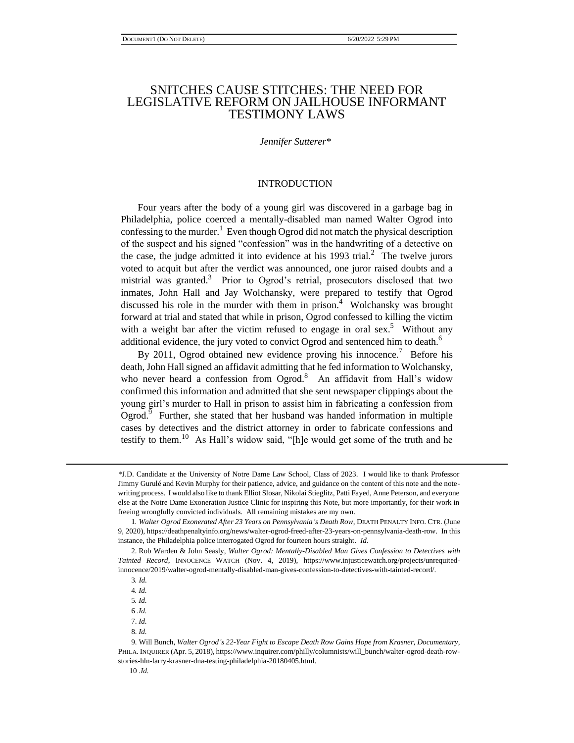# SNITCHES CAUSE STITCHES: THE NEED FOR LEGISLATIVE REFORM ON JAILHOUSE INFORMANT TESTIMONY LAWS

*Jennifer Sutterer**

## INTRODUCTION

Four years after the body of a young girl was discovered in a garbage bag in Philadelphia, police coerced a mentally-disabled man named Walter Ogrod into confessing to the murder.[1] Even though Ogrod did not match the physical description of the suspect and his signed "confession" was in the handwriting of a detective on the case, the judge admitted it into evidence at his 1993 trial.[2] The twelve jurors voted to acquit but after the verdict was announced, one juror raised doubts and a mistrial was granted.[3] Prior to Ogrod's retrial, prosecutors disclosed that two inmates, John Hall and Jay Wolchansky, were prepared to testify that Ogrod discussed his role in the murder with them in prison.[4] Wolchansky was brought forward at trial and stated that while in prison, Ogrod confessed to killing the victim with a weight bar after the victim refused to engage in oral sex.[5] Without any additional evidence, the jury voted to convict Ogrod and sentenced him to death.[6]

By 2011, Ogrod obtained new evidence proving his innocence.[7] Before his death, John Hall signed an affidavit admitting that he fed information to Wolchansky, who never heard a confession from Ogrod.[8] An affidavit from Hall's widow confirmed this information and admitted that she sent newspaper clippings about the young girl's murder to Hall in prison to assist him in fabricating a confession from Ogrod.[9] Further, she stated that her husband was handed information in multiple cases by detectives and the district attorney in order to fabricate confessions and testify to them.[10] As Hall's widow said, "[h]e would get some of the truth and he

---

*J.D. Candidate at the University of Notre Dame Law School, Class of 2023. I would like to thank Professor Jimmy Gurulé and Kevin Murphy for their patience, advice, and guidance on the content of this note and the note-writing process. I would also like to thank Elliot Slosar, Nikolai Stieglitz, Patti Fayed, Anne Peterson, and everyone else at the Notre Dame Exoneration Justice Clinic for inspiring this Note, but more importantly, for their work in freeing wrongfully convicted individuals. All remaining mistakes are my own.

1. *Walter Ogrod Exonerated After 23 Years on Pennsylvania's Death Row*, DEATH PENALTY INFO. CTR. (June 9, 2020), https://deathpenaltyinfo.org/news/walter-ogrod-freed-after-23-years-on-pennsylvania-death-row. In this instance, the Philadelphia police interrogated Ogrod for fourteen hours straight. *Id.*

2. Rob Warden & John Seasly, *Walter Ogrod: Mentally-Disabled Man Gives Confession to Detectives with Tainted Record*, INNOCENCE WATCH (Nov. 4, 2019), https://www.injusticewatch.org/projects/unrequited-innocence/2019/walter-ogrod-mentally-disabled-man-gives-confession-to-detectives-with-tainted-record/.

3. *Id.*

4. *Id.*

5. *Id.*

6. *Id.*

7. *Id.*

8. *Id.*

9. Will Bunch, *Walter Ogrod's 22-Year Fight to Escape Death Row Gains Hope from Krasner, Documentary*, PHILA. INQUIRER (Apr. 5, 2018), https://www.inquirer.com/philly/columnists/will_bunch/walter-ogrod-death-row-stories-hln-larry-krasner-dna-testing-philadelphia-20180405.html.

10. *Id.*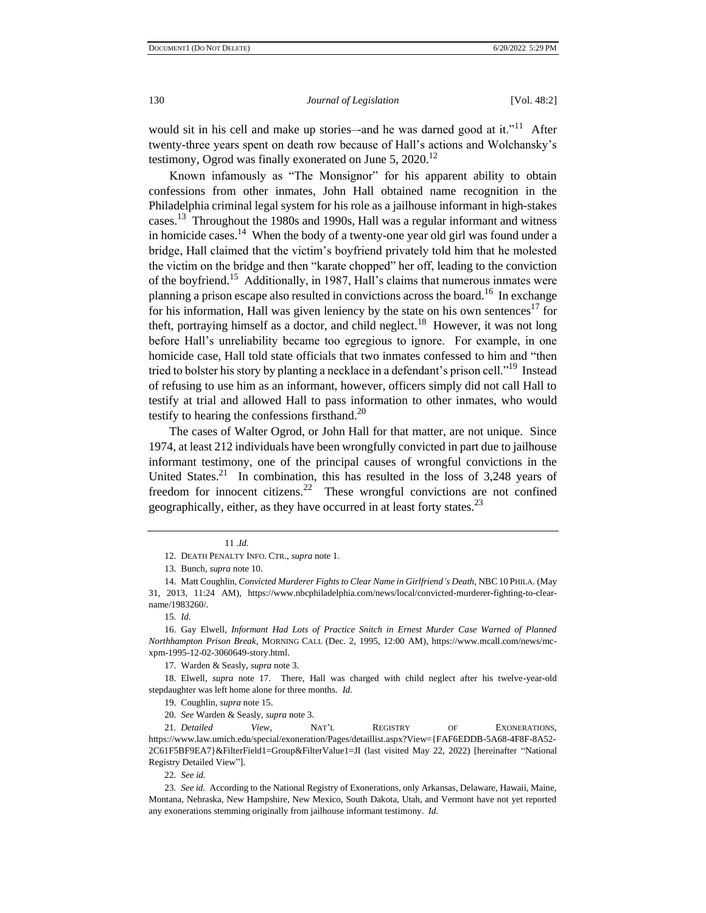would sit in his cell and make up stories–-and he was darned good at it."[11] After twenty-three years spent on death row because of Hall's actions and Wolchansky's testimony, Ogrod was finally exonerated on June 5, 2020.[12]

Known infamously as "The Monsignor" for his apparent ability to obtain confessions from other inmates, John Hall obtained name recognition in the Philadelphia criminal legal system for his role as a jailhouse informant in high-stakes cases.[13] Throughout the 1980s and 1990s, Hall was a regular informant and witness in homicide cases.[14] When the body of a twenty-one year old girl was found under a bridge, Hall claimed that the victim's boyfriend privately told him that he molested the victim on the bridge and then "karate chopped" her off, leading to the conviction of the boyfriend.[15] Additionally, in 1987, Hall's claims that numerous inmates were planning a prison escape also resulted in convictions across the board.[16] In exchange for his information, Hall was given leniency by the state on his own sentences[17] for theft, portraying himself as a doctor, and child neglect.[18] However, it was not long before Hall's unreliability became too egregious to ignore. For example, in one homicide case, Hall told state officials that two inmates confessed to him and "then tried to bolster his story by planting a necklace in a defendant's prison cell."[19] Instead of refusing to use him as an informant, however, officers simply did not call Hall to testify at trial and allowed Hall to pass information to other inmates, who would testify to hearing the confessions firsthand.[20]

The cases of Walter Ogrod, or John Hall for that matter, are not unique. Since 1974, at least 212 individuals have been wrongfully convicted in part due to jailhouse informant testimony, one of the principal causes of wrongful convictions in the United States.[21] In combination, this has resulted in the loss of 3,248 years of freedom for innocent citizens.[22] These wrongful convictions are not confined geographically, either, as they have occurred in at least forty states.[23]

---

11 .*Id.*

12. DEATH PENALTY INFO. CTR., *supra* note 1.

13. Bunch, *supra* note 10.

14. Matt Coughlin, *Convicted Murderer Fights to Clear Name in Girlfriend's Death*, NBC 10 PHILA. (May 31, 2013, 11:24 AM), https://www.nbcphiladelphia.com/news/local/convicted-murderer-fighting-to-clear-name/1983260/.

15. *Id.*

16. Gay Elwell, *Informant Had Lots of Practice Snitch in Ernest Murder Case Warned of Planned Northhampton Prison Break*, MORNING CALL (Dec. 2, 1995, 12:00 AM), https://www.mcall.com/news/mc-xpm-1995-12-02-3060649-story.html.

17. Warden & Seasly, *supra* note 3.

18. Elwell, *supra* note 17. There, Hall was charged with child neglect after his twelve-year-old stepdaughter was left home alone for three months. *Id.*

19. Coughlin, *supra* note 15.

20. *See* Warden & Seasly, *supra* note 3.

21. *Detailed View*, NAT'L REGISTRY OF EXONERATIONS, https://www.law.umich.edu/special/exoneration/Pages/detaillist.aspx?View={FAF6EDDB-5A68-4F8F-8A52-2C61F5BF9EA7}&FilterField1=Group&FilterValue1=JI (last visited May 22, 2022) [hereinafter "National Registry Detailed View"].

22. *See id.*

23. *See id.* According to the National Registry of Exonerations, only Arkansas, Delaware, Hawaii, Maine, Montana, Nebraska, New Hampshire, New Mexico, South Dakota, Utah, and Vermont have not yet reported any exonerations stemming originally from jailhouse informant testimony. *Id.*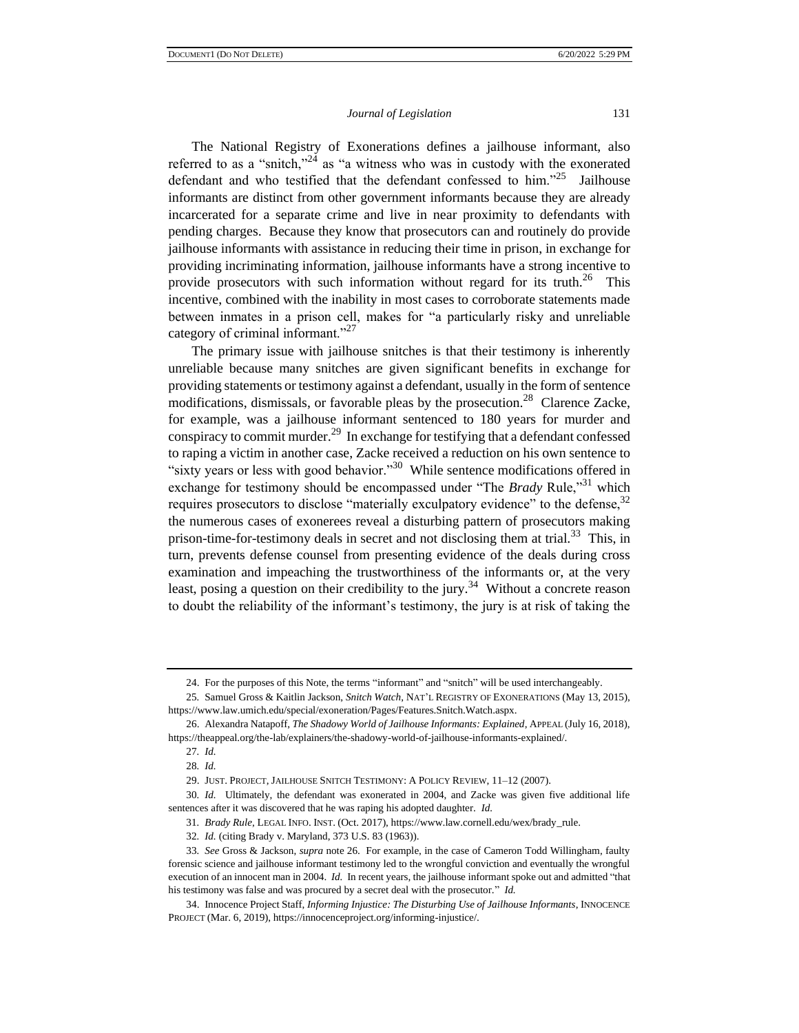The National Registry of Exonerations defines a jailhouse informant, also referred to as a "snitch,"[24] as "a witness who was in custody with the exonerated defendant and who testified that the defendant confessed to him."[25] Jailhouse informants are distinct from other government informants because they are already incarcerated for a separate crime and live in near proximity to defendants with pending charges. Because they know that prosecutors can and routinely do provide jailhouse informants with assistance in reducing their time in prison, in exchange for providing incriminating information, jailhouse informants have a strong incentive to provide prosecutors with such information without regard for its truth.[26] This incentive, combined with the inability in most cases to corroborate statements made between inmates in a prison cell, makes for "a particularly risky and unreliable category of criminal informant."[27]

The primary issue with jailhouse snitches is that their testimony is inherently unreliable because many snitches are given significant benefits in exchange for providing statements or testimony against a defendant, usually in the form of sentence modifications, dismissals, or favorable pleas by the prosecution.[28] Clarence Zacke, for example, was a jailhouse informant sentenced to 180 years for murder and conspiracy to commit murder.[29] In exchange for testifying that a defendant confessed to raping a victim in another case, Zacke received a reduction on his own sentence to "sixty years or less with good behavior."[30] While sentence modifications offered in exchange for testimony should be encompassed under "The *Brady* Rule,"[31] which requires prosecutors to disclose "materially exculpatory evidence" to the defense,[32] the numerous cases of exonerees reveal a disturbing pattern of prosecutors making prison-time-for-testimony deals in secret and not disclosing them at trial.[33] This, in turn, prevents defense counsel from presenting evidence of the deals during cross examination and impeaching the trustworthiness of the informants or, at the very least, posing a question on their credibility to the jury.[34] Without a concrete reason to doubt the reliability of the informant's testimony, the jury is at risk of taking the

---

24. For the purposes of this Note, the terms "informant" and "snitch" will be used interchangeably.

25. Samuel Gross & Kaitlin Jackson, *Snitch Watch*, NAT'L REGISTRY OF EXONERATIONS (May 13, 2015), https://www.law.umich.edu/special/exoneration/Pages/Features.Snitch.Watch.aspx.

26. Alexandra Natapoff, *The Shadowy World of Jailhouse Informants: Explained*, APPEAL (July 16, 2018), https://theappeal.org/the-lab/explainers/the-shadowy-world-of-jailhouse-informants-explained/.

27. *Id.*

28. *Id.*

29. JUST. PROJECT, JAILHOUSE SNITCH TESTIMONY: A POLICY REVIEW, 11–12 (2007).

30. *Id.* Ultimately, the defendant was exonerated in 2004, and Zacke was given five additional life sentences after it was discovered that he was raping his adopted daughter. *Id.*

31. *Brady Rule*, LEGAL INFO. INST. (Oct. 2017), https://www.law.cornell.edu/wex/brady_rule.

32. *Id.* (citing Brady v. Maryland, 373 U.S. 83 (1963)).

33. *See* Gross & Jackson, *supra* note 26. For example, in the case of Cameron Todd Willingham, faulty forensic science and jailhouse informant testimony led to the wrongful conviction and eventually the wrongful execution of an innocent man in 2004. *Id.* In recent years, the jailhouse informant spoke out and admitted "that his testimony was false and was procured by a secret deal with the prosecutor." *Id.*

34. Innocence Project Staff, *Informing Injustice: The Disturbing Use of Jailhouse Informants*, INNOCENCE PROJECT (Mar. 6, 2019), https://innocenceproject.org/informing-injustice/.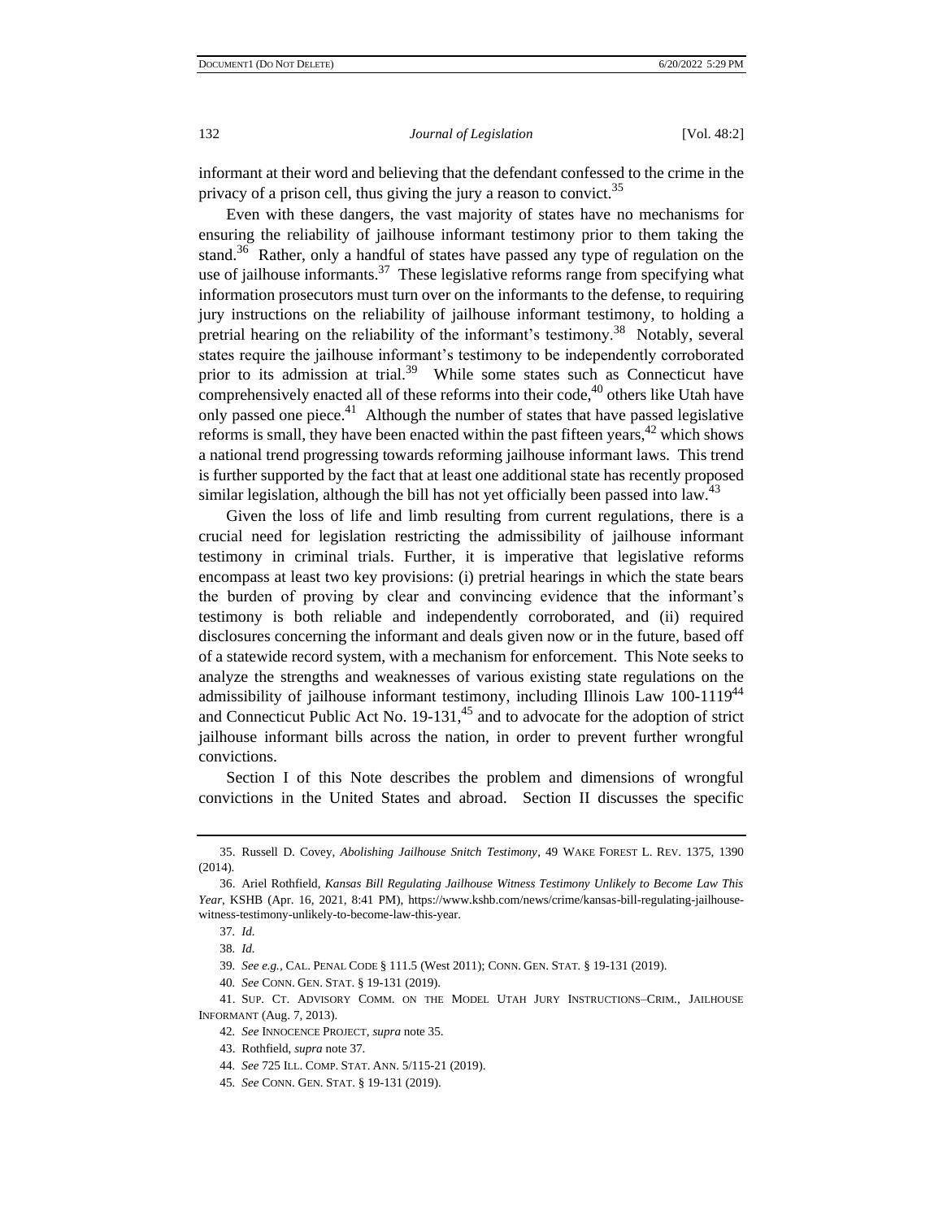informant at their word and believing that the defendant confessed to the crime in the privacy of a prison cell, thus giving the jury a reason to convict.[35]

Even with these dangers, the vast majority of states have no mechanisms for ensuring the reliability of jailhouse informant testimony prior to them taking the stand.[36] Rather, only a handful of states have passed any type of regulation on the use of jailhouse informants.[37] These legislative reforms range from specifying what information prosecutors must turn over on the informants to the defense, to requiring jury instructions on the reliability of jailhouse informant testimony, to holding a pretrial hearing on the reliability of the informant's testimony.[38] Notably, several states require the jailhouse informant's testimony to be independently corroborated prior to its admission at trial.[39] While some states such as Connecticut have comprehensively enacted all of these reforms into their code,[40] others like Utah have only passed one piece.[41] Although the number of states that have passed legislative reforms is small, they have been enacted within the past fifteen years,[42] which shows a national trend progressing towards reforming jailhouse informant laws. This trend is further supported by the fact that at least one additional state has recently proposed similar legislation, although the bill has not yet officially been passed into law.[43]

Given the loss of life and limb resulting from current regulations, there is a crucial need for legislation restricting the admissibility of jailhouse informant testimony in criminal trials. Further, it is imperative that legislative reforms encompass at least two key provisions: (i) pretrial hearings in which the state bears the burden of proving by clear and convincing evidence that the informant's testimony is both reliable and independently corroborated, and (ii) required disclosures concerning the informant and deals given now or in the future, based off of a statewide record system, with a mechanism for enforcement. This Note seeks to analyze the strengths and weaknesses of various existing state regulations on the admissibility of jailhouse informant testimony, including Illinois Law 100-1119[44] and Connecticut Public Act No. 19-131,[45] and to advocate for the adoption of strict jailhouse informant bills across the nation, in order to prevent further wrongful convictions.

Section I of this Note describes the problem and dimensions of wrongful convictions in the United States and abroad. Section II discusses the specific

---

35. Russell D. Covey, *Abolishing Jailhouse Snitch Testimony*, 49 WAKE FOREST L. REV. 1375, 1390 (2014).

36. Ariel Rothfield, *Kansas Bill Regulating Jailhouse Witness Testimony Unlikely to Become Law This Year*, KSHB (Apr. 16, 2021, 8:41 PM), https://www.kshb.com/news/crime/kansas-bill-regulating-jailhouse-witness-testimony-unlikely-to-become-law-this-year.

37. *Id.*

38. *Id.*

39. *See e.g.*, CAL. PENAL CODE § 111.5 (West 2011); CONN. GEN. STAT. § 19-131 (2019).

40. *See* CONN. GEN. STAT. § 19-131 (2019).

41. SUP. CT. ADVISORY COMM. ON THE MODEL UTAH JURY INSTRUCTIONS–CRIM., JAILHOUSE INFORMANT (Aug. 7, 2013).

42. *See* INNOCENCE PROJECT, *supra* note 35.

43. Rothfield, *supra* note 37.

44. *See* 725 ILL. COMP. STAT. ANN. 5/115-21 (2019).

45. *See* CONN. GEN. STAT. § 19-131 (2019).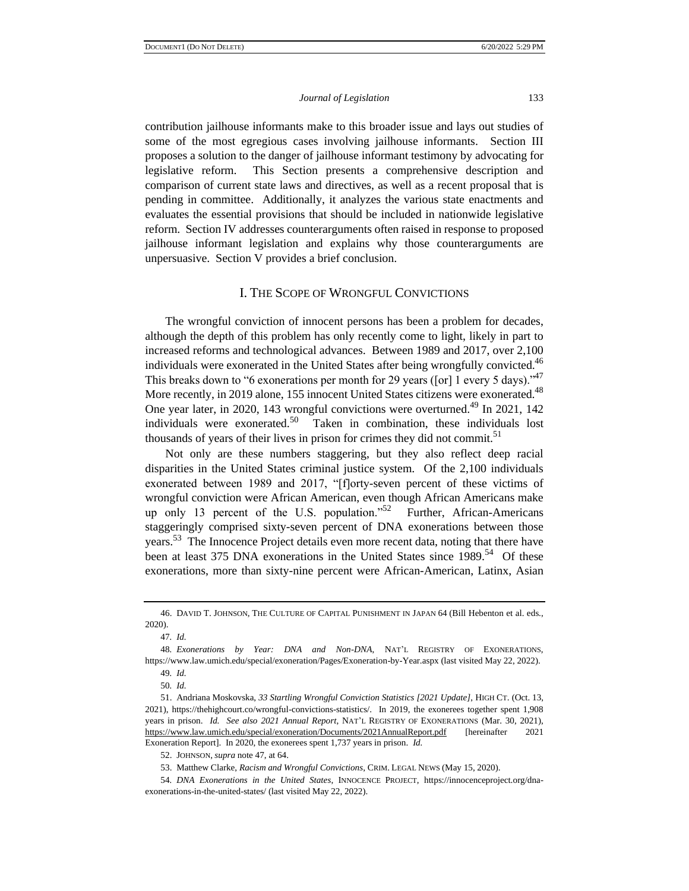contribution jailhouse informants make to this broader issue and lays out studies of some of the most egregious cases involving jailhouse informants. Section III proposes a solution to the danger of jailhouse informant testimony by advocating for legislative reform. This Section presents a comprehensive description and comparison of current state laws and directives, as well as a recent proposal that is pending in committee. Additionally, it analyzes the various state enactments and evaluates the essential provisions that should be included in nationwide legislative reform. Section IV addresses counterarguments often raised in response to proposed jailhouse informant legislation and explains why those counterarguments are unpersuasive. Section V provides a brief conclusion.

## I. THE SCOPE OF WRONGFUL CONVICTIONS

The wrongful conviction of innocent persons has been a problem for decades, although the depth of this problem has only recently come to light, likely in part to increased reforms and technological advances. Between 1989 and 2017, over 2,100 individuals were exonerated in the United States after being wrongfully convicted.[46] This breaks down to "6 exonerations per month for 29 years ([or] 1 every 5 days)."[47] More recently, in 2019 alone, 155 innocent United States citizens were exonerated.[48] One year later, in 2020, 143 wrongful convictions were overturned.[49] In 2021, 142 individuals were exonerated.[50] Taken in combination, these individuals lost thousands of years of their lives in prison for crimes they did not commit.[51]

Not only are these numbers staggering, but they also reflect deep racial disparities in the United States criminal justice system. Of the 2,100 individuals exonerated between 1989 and 2017, "[f]orty-seven percent of these victims of wrongful conviction were African American, even though African Americans make up only 13 percent of the U.S. population."[52] Further, African-Americans staggeringly comprised sixty-seven percent of DNA exonerations between those years.[53] The Innocence Project details even more recent data, noting that there have been at least 375 DNA exonerations in the United States since 1989.[54] Of these exonerations, more than sixty-nine percent were African-American, Latinx, Asian

---

46. DAVID T. JOHNSON, THE CULTURE OF CAPITAL PUNISHMENT IN JAPAN 64 (Bill Hebenton et al. eds., 2020).

47. *Id.*

48. *Exonerations by Year: DNA and Non-DNA*, NAT'L REGISTRY OF EXONERATIONS, https://www.law.umich.edu/special/exoneration/Pages/Exoneration-by-Year.aspx (last visited May 22, 2022).

49. *Id.*

50. *Id.*

51. Andriana Moskovska, *33 Startling Wrongful Conviction Statistics [2021 Update]*, HIGH CT. (Oct. 13, 2021), https://thehighcourt.co/wrongful-convictions-statistics/. In 2019, the exonerees together spent 1,908 years in prison. *Id.* *See also 2021 Annual Report*, NAT'L REGISTRY OF EXONERATIONS (Mar. 30, 2021), https://www.law.umich.edu/special/exoneration/Documents/2021AnnualReport.pdf [hereinafter 2021 Exoneration Report]. In 2020, the exonerees spent 1,737 years in prison. *Id.*

52. JOHNSON, *supra* note 47, at 64.

53. Matthew Clarke, *Racism and Wrongful Convictions*, CRIM. LEGAL NEWS (May 15, 2020).

54. *DNA Exonerations in the United States*, INNOCENCE PROJECT, https://innocenceproject.org/dna-exonerations-in-the-united-states/ (last visited May 22, 2022).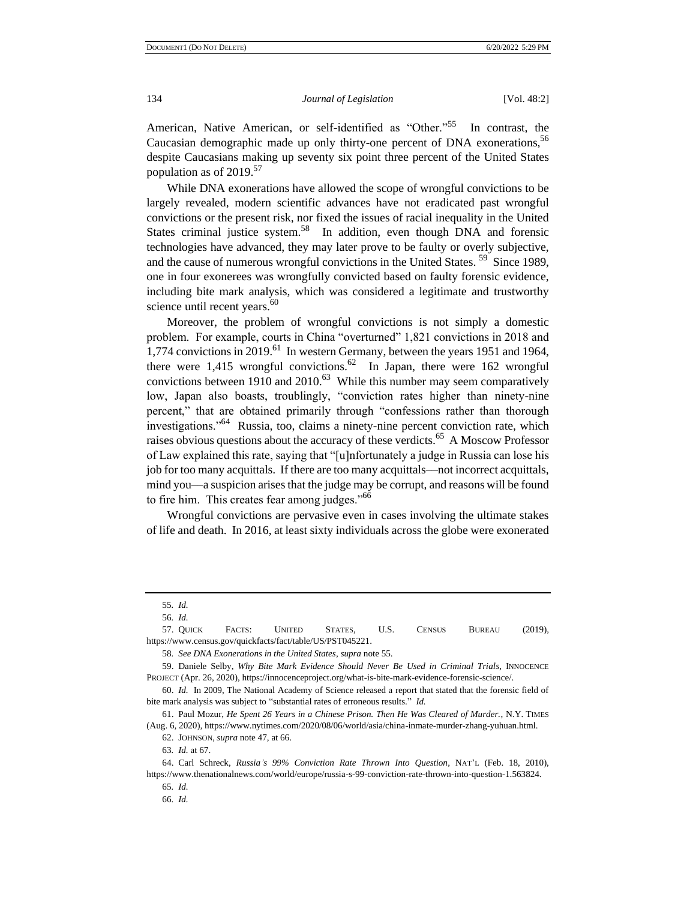American, Native American, or self-identified as "Other."[55] In contrast, the Caucasian demographic made up only thirty-one percent of DNA exonerations,[56] despite Caucasians making up seventy six point three percent of the United States population as of 2019.[57]

While DNA exonerations have allowed the scope of wrongful convictions to be largely revealed, modern scientific advances have not eradicated past wrongful convictions or the present risk, nor fixed the issues of racial inequality in the United States criminal justice system.[58] In addition, even though DNA and forensic technologies have advanced, they may later prove to be faulty or overly subjective, and the cause of numerous wrongful convictions in the United States.[59] Since 1989, one in four exonerees was wrongfully convicted based on faulty forensic evidence, including bite mark analysis, which was considered a legitimate and trustworthy science until recent years.[60]

Moreover, the problem of wrongful convictions is not simply a domestic problem. For example, courts in China "overturned" 1,821 convictions in 2018 and 1,774 convictions in 2019.[61] In western Germany, between the years 1951 and 1964, there were 1,415 wrongful convictions.[62] In Japan, there were 162 wrongful convictions between 1910 and 2010.[63] While this number may seem comparatively low, Japan also boasts, troublingly, "conviction rates higher than ninety-nine percent," that are obtained primarily through "confessions rather than thorough investigations."[64] Russia, too, claims a ninety-nine percent conviction rate, which raises obvious questions about the accuracy of these verdicts.[65] A Moscow Professor of Law explained this rate, saying that "[u]nfortunately a judge in Russia can lose his job for too many acquittals. If there are too many acquittals—not incorrect acquittals, mind you—a suspicion arises that the judge may be corrupt, and reasons will be found to fire him. This creates fear among judges."[66]

Wrongful convictions are pervasive even in cases involving the ultimate stakes of life and death. In 2016, at least sixty individuals across the globe were exonerated

---

55. *Id.*

56. *Id.*

57. QUICK FACTS: UNITED STATES, U.S. CENSUS BUREAU (2019), https://www.census.gov/quickfacts/fact/table/US/PST045221.

58. *See DNA Exonerations in the United States*, *supra* note 55.

59. Daniele Selby, *Why Bite Mark Evidence Should Never Be Used in Criminal Trials*, INNOCENCE PROJECT (Apr. 26, 2020), https://innocenceproject.org/what-is-bite-mark-evidence-forensic-science/.

60. *Id.* In 2009, The National Academy of Science released a report that stated that the forensic field of bite mark analysis was subject to "substantial rates of erroneous results." *Id.*

61. Paul Mozur, *He Spent 26 Years in a Chinese Prison. Then He Was Cleared of Murder.*, N.Y. TIMES (Aug. 6, 2020), https://www.nytimes.com/2020/08/06/world/asia/china-inmate-murder-zhang-yuhuan.html.

62. JOHNSON, *supra* note 47, at 66.

63. *Id.* at 67.

64. Carl Schreck, *Russia's 99% Conviction Rate Thrown Into Question*, NAT'L (Feb. 18, 2010), https://www.thenationalnews.com/world/europe/russia-s-99-conviction-rate-thrown-into-question-1.563824.

65. *Id.*

66. *Id.*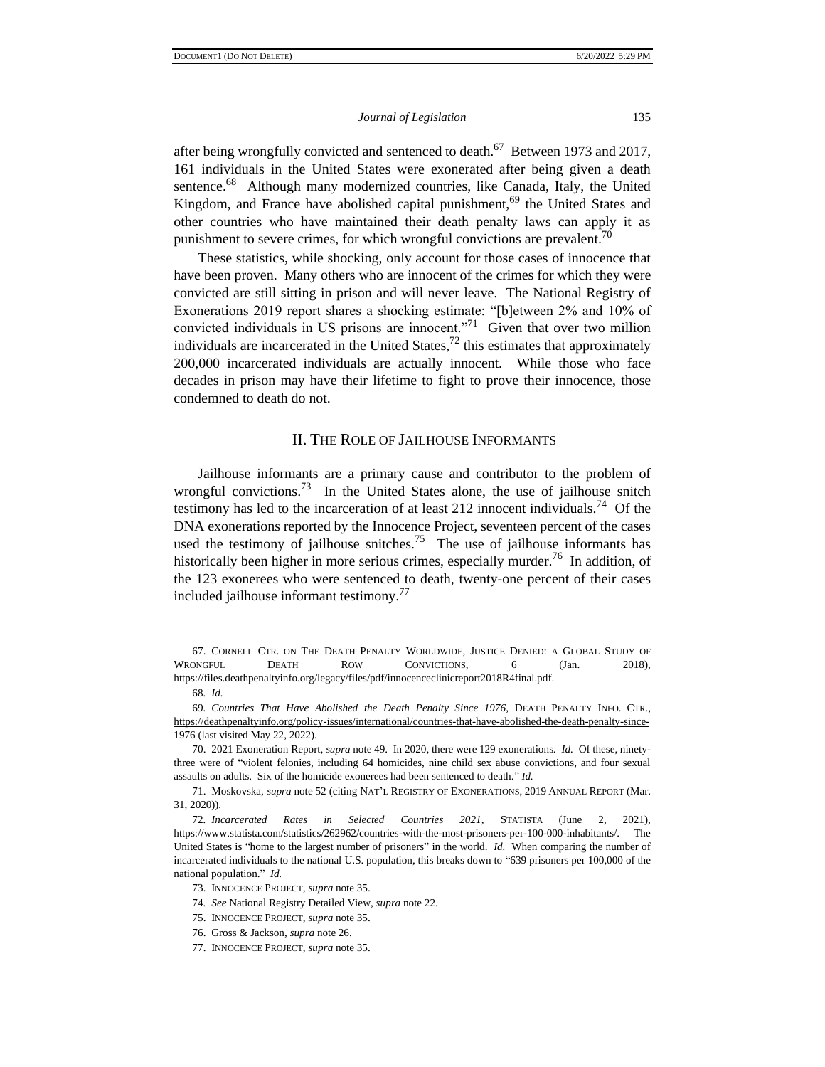after being wrongfully convicted and sentenced to death.[67] Between 1973 and 2017, 161 individuals in the United States were exonerated after being given a death sentence.[68] Although many modernized countries, like Canada, Italy, the United Kingdom, and France have abolished capital punishment,[69] the United States and other countries who have maintained their death penalty laws can apply it as punishment to severe crimes, for which wrongful convictions are prevalent.[70]

These statistics, while shocking, only account for those cases of innocence that have been proven. Many others who are innocent of the crimes for which they were convicted are still sitting in prison and will never leave. The National Registry of Exonerations 2019 report shares a shocking estimate: "[b]etween 2% and 10% of convicted individuals in US prisons are innocent."[71] Given that over two million individuals are incarcerated in the United States,[72] this estimates that approximately 200,000 incarcerated individuals are actually innocent. While those who face decades in prison may have their lifetime to fight to prove their innocence, those condemned to death do not.

## II. The Role of Jailhouse Informants

Jailhouse informants are a primary cause and contributor to the problem of wrongful convictions.[73] In the United States alone, the use of jailhouse snitch testimony has led to the incarceration of at least 212 innocent individuals.[74] Of the DNA exonerations reported by the Innocence Project, seventeen percent of the cases used the testimony of jailhouse snitches.[75] The use of jailhouse informants has historically been higher in more serious crimes, especially murder.[76] In addition, of the 123 exonerees who were sentenced to death, twenty-one percent of their cases included jailhouse informant testimony.[77]

---

67. Cornell Ctr. on The Death Penalty Worldwide, Justice Denied: A Global Study of Wrongful Death Row Convictions, 6 (Jan. 2018), https://files.deathpenaltyinfo.org/legacy/files/pdf/innocenceclinicreport2018R4final.pdf.

68. *Id.*

69. *Countries That Have Abolished the Death Penalty Since 1976*, Death Penalty Info. Ctr., https://deathpenaltyinfo.org/policy-issues/international/countries-that-have-abolished-the-death-penalty-since-1976 (last visited May 22, 2022).

70. 2021 Exoneration Report, *supra* note 49. In 2020, there were 129 exonerations. *Id.* Of these, ninety-three were of "violent felonies, including 64 homicides, nine child sex abuse convictions, and four sexual assaults on adults. Six of the homicide exonerees had been sentenced to death." *Id.*

71. Moskovska, *supra* note 52 (citing Nat'l Registry of Exonerations, 2019 Annual Report (Mar. 31, 2020)).

72. *Incarcerated Rates in Selected Countries 2021*, Statista (June 2, 2021), https://www.statista.com/statistics/262962/countries-with-the-most-prisoners-per-100-000-inhabitants/. The United States is "home to the largest number of prisoners" in the world. *Id.* When comparing the number of incarcerated individuals to the national U.S. population, this breaks down to "639 prisoners per 100,000 of the national population." *Id.*

73. Innocence Project, *supra* note 35.

74. *See* National Registry Detailed View, *supra* note 22.

75. Innocence Project, *supra* note 35.

76. Gross & Jackson, *supra* note 26.

77. Innocence Project, *supra* note 35.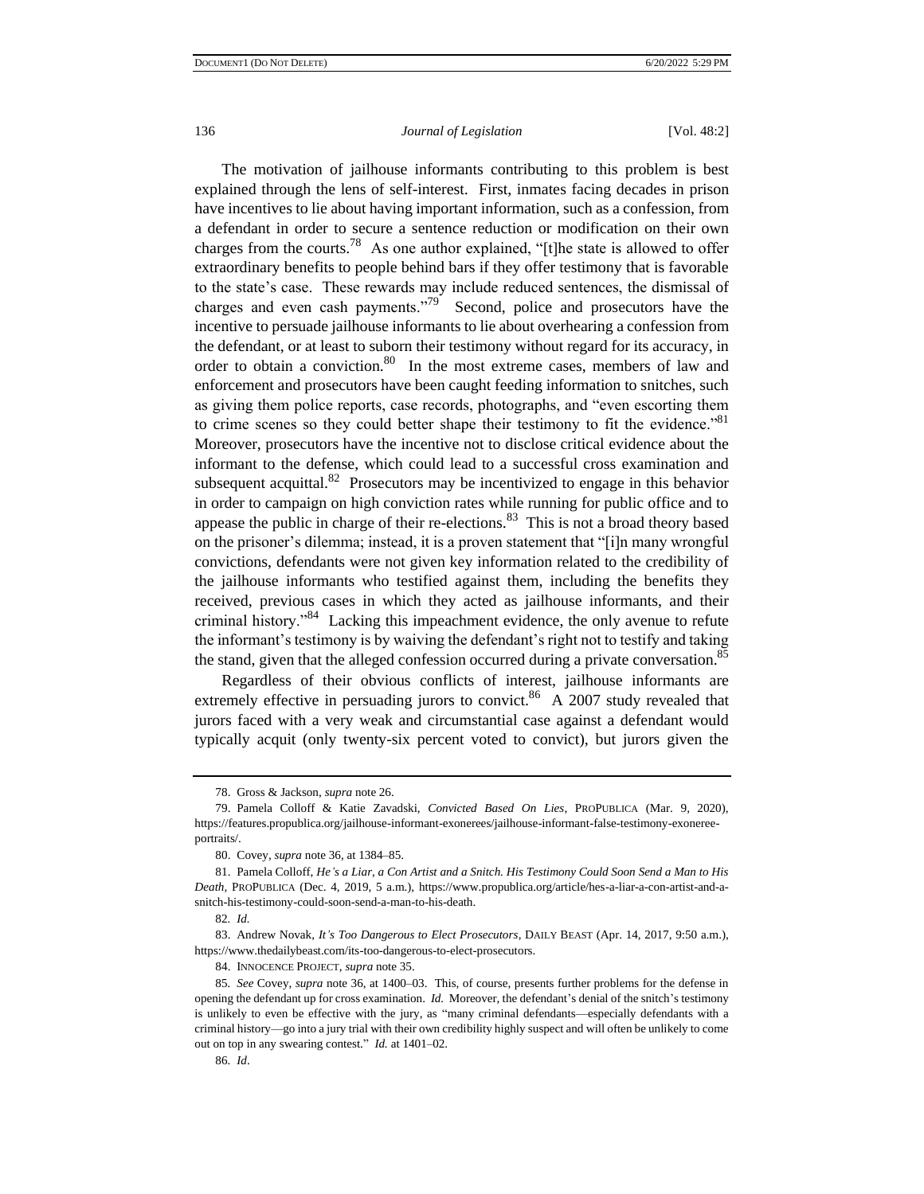The motivation of jailhouse informants contributing to this problem is best explained through the lens of self-interest. First, inmates facing decades in prison have incentives to lie about having important information, such as a confession, from a defendant in order to secure a sentence reduction or modification on their own charges from the courts.[78] As one author explained, "[t]he state is allowed to offer extraordinary benefits to people behind bars if they offer testimony that is favorable to the state's case. These rewards may include reduced sentences, the dismissal of charges and even cash payments."[79] Second, police and prosecutors have the incentive to persuade jailhouse informants to lie about overhearing a confession from the defendant, or at least to suborn their testimony without regard for its accuracy, in order to obtain a conviction.[80] In the most extreme cases, members of law and enforcement and prosecutors have been caught feeding information to snitches, such as giving them police reports, case records, photographs, and "even escorting them to crime scenes so they could better shape their testimony to fit the evidence."[81] Moreover, prosecutors have the incentive not to disclose critical evidence about the informant to the defense, which could lead to a successful cross examination and subsequent acquittal.[82] Prosecutors may be incentivized to engage in this behavior in order to campaign on high conviction rates while running for public office and to appease the public in charge of their re-elections.[83] This is not a broad theory based on the prisoner's dilemma; instead, it is a proven statement that "[i]n many wrongful convictions, defendants were not given key information related to the credibility of the jailhouse informants who testified against them, including the benefits they received, previous cases in which they acted as jailhouse informants, and their criminal history."[84] Lacking this impeachment evidence, the only avenue to refute the informant's testimony is by waiving the defendant's right not to testify and taking the stand, given that the alleged confession occurred during a private conversation.[85]

Regardless of their obvious conflicts of interest, jailhouse informants are extremely effective in persuading jurors to convict.[86] A 2007 study revealed that jurors faced with a very weak and circumstantial case against a defendant would typically acquit (only twenty-six percent voted to convict), but jurors given the

---

78. Gross & Jackson, *supra* note 26.

79. Pamela Colloff & Katie Zavadski, *Convicted Based On Lies*, PROPUBLICA (Mar. 9, 2020), https://features.propublica.org/jailhouse-informant-exonerees/jailhouse-informant-false-testimony-exoneree-portraits/.

80. Covey, *supra* note 36, at 1384–85.

81. Pamela Colloff, *He's a Liar, a Con Artist and a Snitch. His Testimony Could Soon Send a Man to His Death*, PROPUBLICA (Dec. 4, 2019, 5 a.m.), https://www.propublica.org/article/hes-a-liar-a-con-artist-and-a-snitch-his-testimony-could-soon-send-a-man-to-his-death.

82. *Id.*

83. Andrew Novak, *It's Too Dangerous to Elect Prosecutors*, DAILY BEAST (Apr. 14, 2017, 9:50 a.m.), https://www.thedailybeast.com/its-too-dangerous-to-elect-prosecutors.

84. INNOCENCE PROJECT, *supra* note 35.

85. *See* Covey, *supra* note 36, at 1400–03. This, of course, presents further problems for the defense in opening the defendant up for cross examination. *Id.* Moreover, the defendant's denial of the snitch's testimony is unlikely to even be effective with the jury, as "many criminal defendants—especially defendants with a criminal history—go into a jury trial with their own credibility highly suspect and will often be unlikely to come out on top in any swearing contest." *Id.* at 1401–02.

86. *Id*.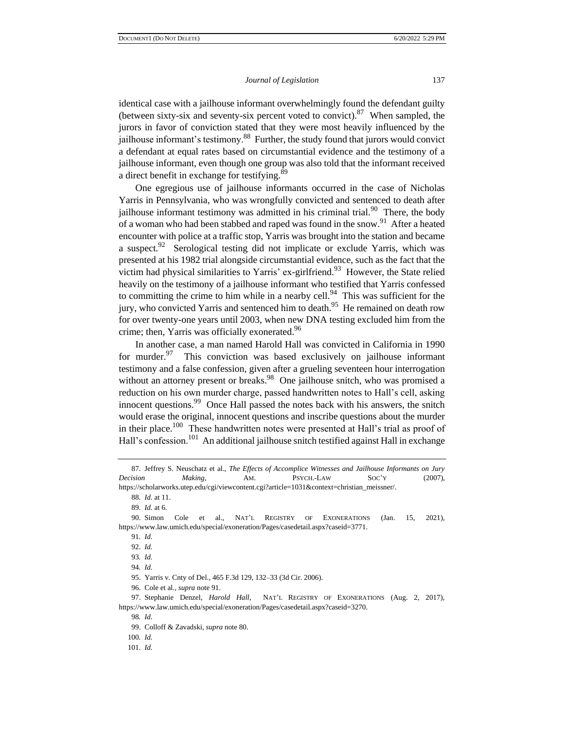identical case with a jailhouse informant overwhelmingly found the defendant guilty (between sixty-six and seventy-six percent voted to convict).[87] When sampled, the jurors in favor of conviction stated that they were most heavily influenced by the jailhouse informant's testimony.[88] Further, the study found that jurors would convict a defendant at equal rates based on circumstantial evidence and the testimony of a jailhouse informant, even though one group was also told that the informant received a direct benefit in exchange for testifying.[89]

One egregious use of jailhouse informants occurred in the case of Nicholas Yarris in Pennsylvania, who was wrongfully convicted and sentenced to death after jailhouse informant testimony was admitted in his criminal trial.[90] There, the body of a woman who had been stabbed and raped was found in the snow.[91] After a heated encounter with police at a traffic stop, Yarris was brought into the station and became a suspect.[92] Serological testing did not implicate or exclude Yarris, which was presented at his 1982 trial alongside circumstantial evidence, such as the fact that the victim had physical similarities to Yarris' ex-girlfriend.[93] However, the State relied heavily on the testimony of a jailhouse informant who testified that Yarris confessed to committing the crime to him while in a nearby cell.[94] This was sufficient for the jury, who convicted Yarris and sentenced him to death.[95] He remained on death row for over twenty-one years until 2003, when new DNA testing excluded him from the crime; then, Yarris was officially exonerated.[96]

In another case, a man named Harold Hall was convicted in California in 1990 for murder.[97] This conviction was based exclusively on jailhouse informant testimony and a false confession, given after a grueling seventeen hour interrogation without an attorney present or breaks.[98] One jailhouse snitch, who was promised a reduction on his own murder charge, passed handwritten notes to Hall's cell, asking innocent questions.[99] Once Hall passed the notes back with his answers, the snitch would erase the original, innocent questions and inscribe questions about the murder in their place.[100] These handwritten notes were presented at Hall's trial as proof of Hall's confession.[101] An additional jailhouse snitch testified against Hall in exchange

---

87. Jeffrey S. Neuschatz et al., *The Effects of Accomplice Witnesses and Jailhouse Informants on Jury Decision Making*, AM. PSYCH.-LAW SOC'Y (2007), https://scholarworks.utep.edu/cgi/viewcontent.cgi?article=1031&context=christian_meissner/.

88. *Id.* at 11.

89. *Id.* at 6.

90. Simon Cole et al., NAT'L REGISTRY OF EXONERATIONS (Jan. 15, 2021), https://www.law.umich.edu/special/exoneration/Pages/casedetail.aspx?caseid=3771.

91. *Id.*

92. *Id.*

93. *Id.*

94. *Id.*

95. Yarris v. Cnty of Del., 465 F.3d 129, 132–33 (3d Cir. 2006).

96. Cole et al., *supra* note 91.

97. Stephanie Denzel, *Harold Hall*, NAT'L REGISTRY OF EXONERATIONS (Aug. 2, 2017), https://www.law.umich.edu/special/exoneration/Pages/casedetail.aspx?caseid=3270.

98. *Id.*

99. Colloff & Zavadski, *supra* note 80.

100. *Id.*

101. *Id.*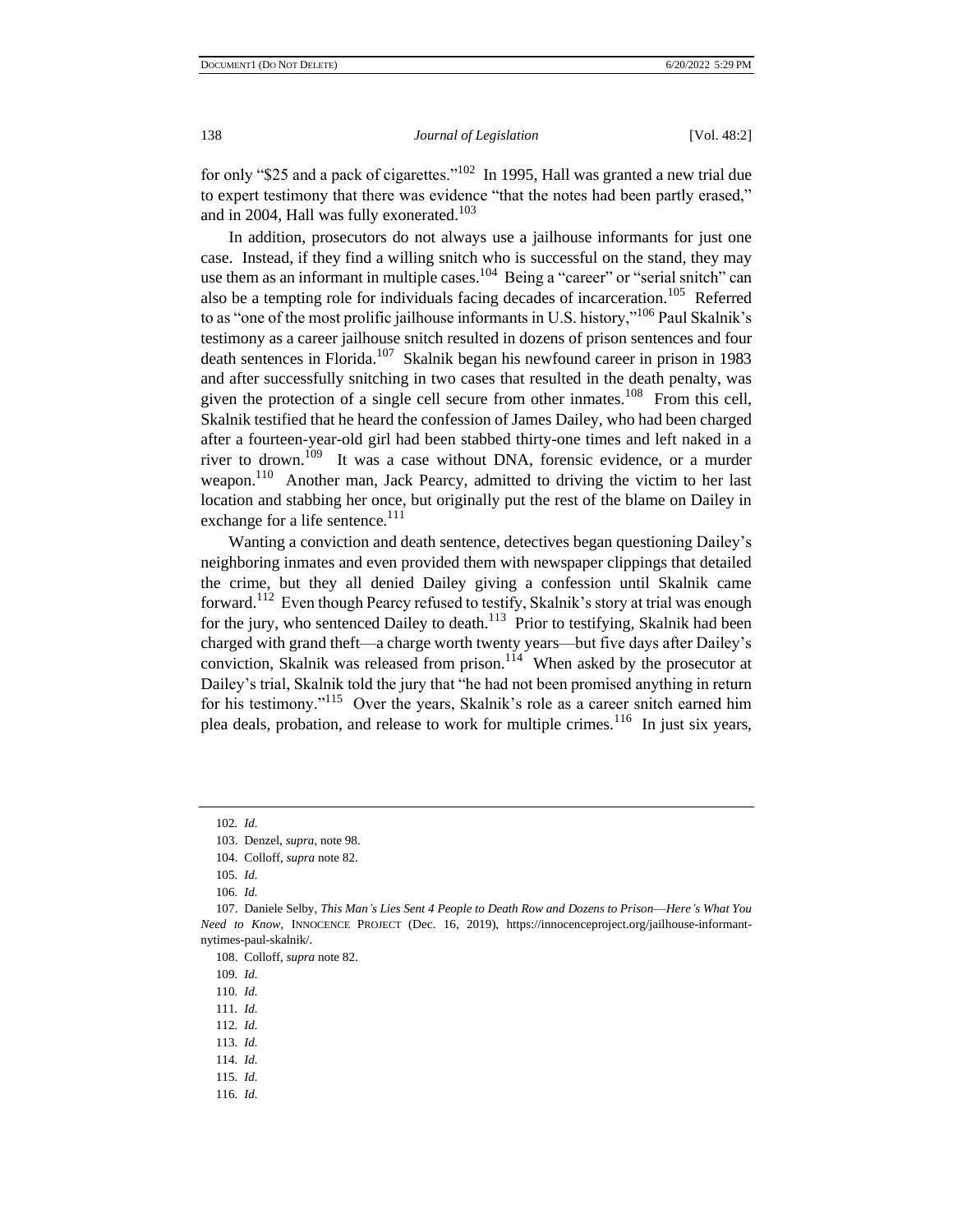for only "$25 and a pack of cigarettes."[102] In 1995, Hall was granted a new trial due to expert testimony that there was evidence "that the notes had been partly erased," and in 2004, Hall was fully exonerated.[103]

In addition, prosecutors do not always use a jailhouse informants for just one case. Instead, if they find a willing snitch who is successful on the stand, they may use them as an informant in multiple cases.[104] Being a "career" or "serial snitch" can also be a tempting role for individuals facing decades of incarceration.[105] Referred to as "one of the most prolific jailhouse informants in U.S. history,"[106] Paul Skalnik's testimony as a career jailhouse snitch resulted in dozens of prison sentences and four death sentences in Florida.[107] Skalnik began his newfound career in prison in 1983 and after successfully snitching in two cases that resulted in the death penalty, was given the protection of a single cell secure from other inmates.[108] From this cell, Skalnik testified that he heard the confession of James Dailey, who had been charged after a fourteen-year-old girl had been stabbed thirty-one times and left naked in a river to drown.[109] It was a case without DNA, forensic evidence, or a murder weapon.[110] Another man, Jack Pearcy, admitted to driving the victim to her last location and stabbing her once, but originally put the rest of the blame on Dailey in exchange for a life sentence.[111]

Wanting a conviction and death sentence, detectives began questioning Dailey's neighboring inmates and even provided them with newspaper clippings that detailed the crime, but they all denied Dailey giving a confession until Skalnik came forward.[112] Even though Pearcy refused to testify, Skalnik's story at trial was enough for the jury, who sentenced Dailey to death.[113] Prior to testifying, Skalnik had been charged with grand theft—a charge worth twenty years—but five days after Dailey's conviction, Skalnik was released from prison.[114] When asked by the prosecutor at Dailey's trial, Skalnik told the jury that "he had not been promised anything in return for his testimony."[115] Over the years, Skalnik's role as a career snitch earned him plea deals, probation, and release to work for multiple crimes.[116] In just six years,

---

102. *Id.*

103. Denzel, *supra*, note 98.

104. Colloff, *supra* note 82.

105. *Id.*

106. *Id.*

107. Daniele Selby, *This Man's Lies Sent 4 People to Death Row and Dozens to Prison—Here's What You Need to Know*, INNOCENCE PROJECT (Dec. 16, 2019), https://innocenceproject.org/jailhouse-informant-nytimes-paul-skalnik/.

108. Colloff, *supra* note 82.

109. *Id.*

110. *Id.*

111. *Id.*

112. *Id.*

113. *Id.*

114. *Id.*

115. *Id.*

116. *Id.*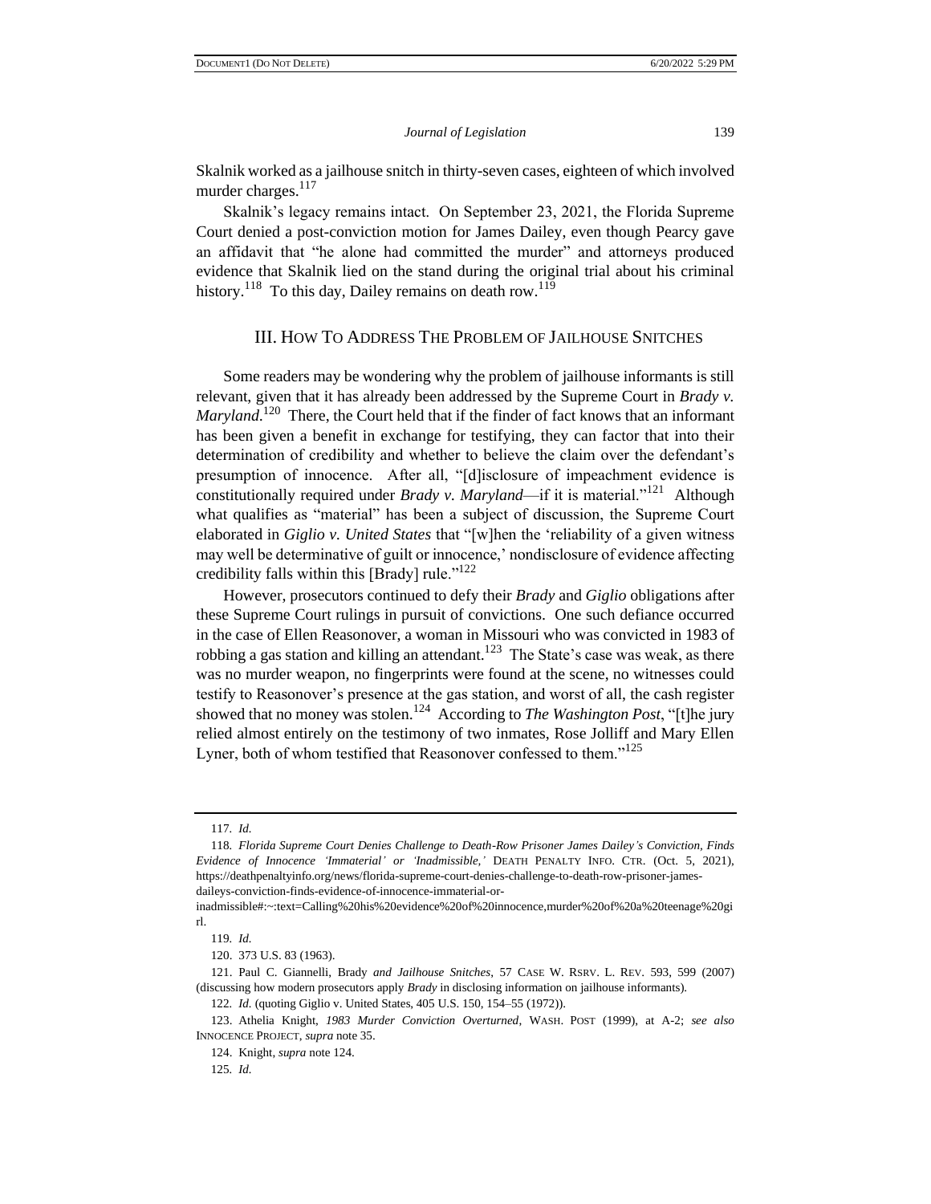Skalnik worked as a jailhouse snitch in thirty-seven cases, eighteen of which involved murder charges.[117]

Skalnik's legacy remains intact. On September 23, 2021, the Florida Supreme Court denied a post-conviction motion for James Dailey, even though Pearcy gave an affidavit that "he alone had committed the murder" and attorneys produced evidence that Skalnik lied on the stand during the original trial about his criminal history.[118] To this day, Dailey remains on death row.[119]

## III. HOW TO ADDRESS THE PROBLEM OF JAILHOUSE SNITCHES

Some readers may be wondering why the problem of jailhouse informants is still relevant, given that it has already been addressed by the Supreme Court in *Brady v. Maryland*.[120] There, the Court held that if the finder of fact knows that an informant has been given a benefit in exchange for testifying, they can factor that into their determination of credibility and whether to believe the claim over the defendant's presumption of innocence. After all, "[d]isclosure of impeachment evidence is constitutionally required under *Brady v. Maryland*—if it is material."[121] Although what qualifies as "material" has been a subject of discussion, the Supreme Court elaborated in *Giglio v. United States* that "[w]hen the 'reliability of a given witness may well be determinative of guilt or innocence,' nondisclosure of evidence affecting credibility falls within this [Brady] rule."[122]

However, prosecutors continued to defy their *Brady* and *Giglio* obligations after these Supreme Court rulings in pursuit of convictions. One such defiance occurred in the case of Ellen Reasonover, a woman in Missouri who was convicted in 1983 of robbing a gas station and killing an attendant.[123] The State's case was weak, as there was no murder weapon, no fingerprints were found at the scene, no witnesses could testify to Reasonover's presence at the gas station, and worst of all, the cash register showed that no money was stolen.[124] According to *The Washington Post*, "[t]he jury relied almost entirely on the testimony of two inmates, Rose Jolliff and Mary Ellen Lyner, both of whom testified that Reasonover confessed to them."[125]

---

117. *Id.*

118. *Florida Supreme Court Denies Challenge to Death-Row Prisoner James Dailey's Conviction, Finds Evidence of Innocence 'Immaterial' or 'Inadmissible,'* DEATH PENALTY INFO. CTR. (Oct. 5, 2021), https://deathpenaltyinfo.org/news/florida-supreme-court-denies-challenge-to-death-row-prisoner-james-daileys-conviction-finds-evidence-of-innocence-immaterial-or-inadmissible#:~:text=Calling%20his%20evidence%20of%20innocence,murder%20of%20a%20teenage%20girl.

119. *Id.*

120. 373 U.S. 83 (1963).

121. Paul C. Giannelli, Brady *and Jailhouse Snitches*, 57 CASE W. RSRV. L. REV. 593, 599 (2007) (discussing how modern prosecutors apply *Brady* in disclosing information on jailhouse informants).

122. *Id.* (quoting Giglio v. United States, 405 U.S. 150, 154–55 (1972)).

123. Athelia Knight, *1983 Murder Conviction Overturned*, WASH. POST (1999), at A-2; *see also* INNOCENCE PROJECT, *supra* note 35.

124. Knight, *supra* note 124.

125. *Id.*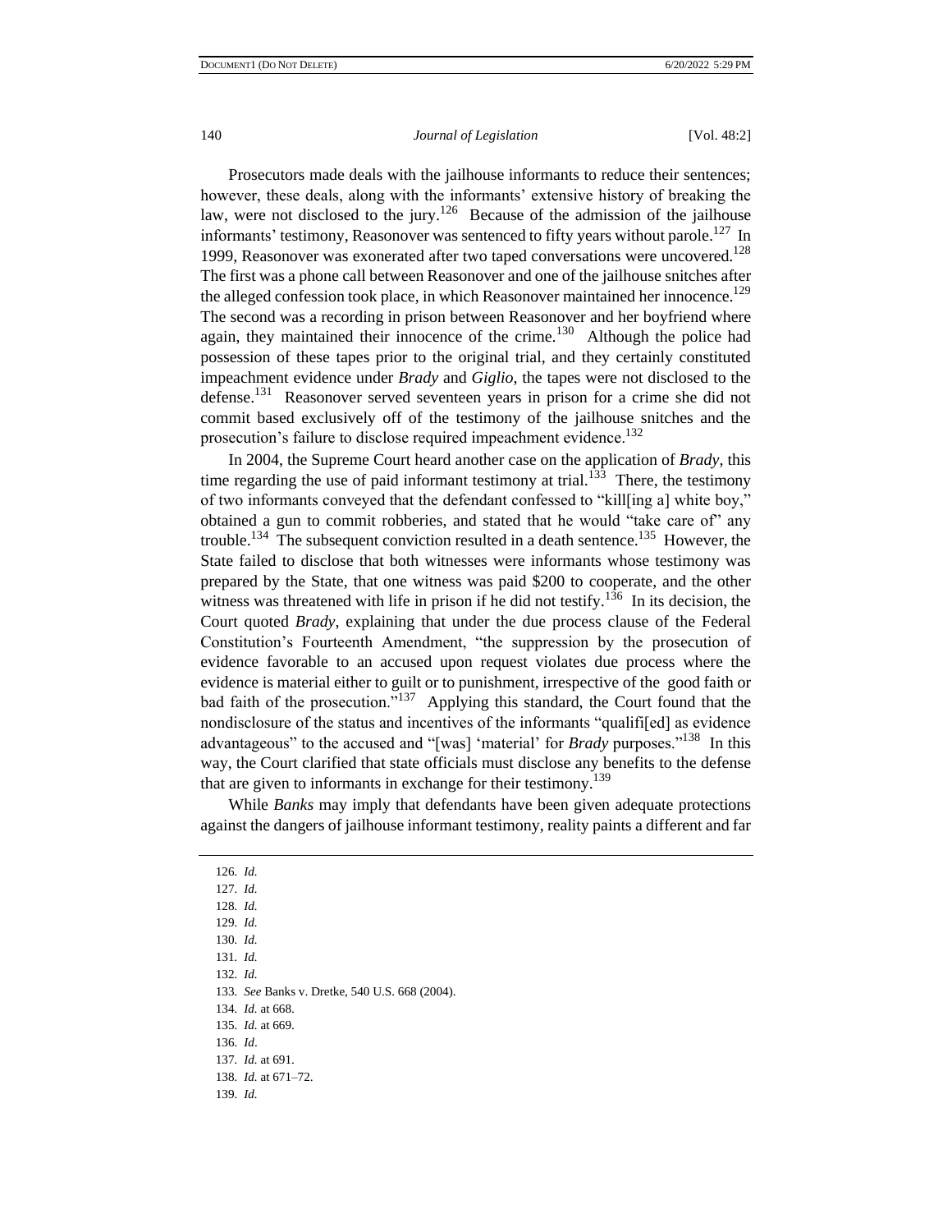Prosecutors made deals with the jailhouse informants to reduce their sentences; however, these deals, along with the informants' extensive history of breaking the law, were not disclosed to the jury.[126] Because of the admission of the jailhouse informants' testimony, Reasonover was sentenced to fifty years without parole.[127] In 1999, Reasonover was exonerated after two taped conversations were uncovered.[128] The first was a phone call between Reasonover and one of the jailhouse snitches after the alleged confession took place, in which Reasonover maintained her innocence.[129] The second was a recording in prison between Reasonover and her boyfriend where again, they maintained their innocence of the crime.[130] Although the police had possession of these tapes prior to the original trial, and they certainly constituted impeachment evidence under *Brady* and *Giglio*, the tapes were not disclosed to the defense.[131] Reasonover served seventeen years in prison for a crime she did not commit based exclusively off of the testimony of the jailhouse snitches and the prosecution's failure to disclose required impeachment evidence.[132]

In 2004, the Supreme Court heard another case on the application of *Brady*, this time regarding the use of paid informant testimony at trial.[133] There, the testimony of two informants conveyed that the defendant confessed to "kill[ing a] white boy," obtained a gun to commit robberies, and stated that he would "take care of" any trouble.[134] The subsequent conviction resulted in a death sentence.[135] However, the State failed to disclose that both witnesses were informants whose testimony was prepared by the State, that one witness was paid $200 to cooperate, and the other witness was threatened with life in prison if he did not testify.[136] In its decision, the Court quoted *Brady*, explaining that under the due process clause of the Federal Constitution's Fourteenth Amendment, "the suppression by the prosecution of evidence favorable to an accused upon request violates due process where the evidence is material either to guilt or to punishment, irrespective of the good faith or bad faith of the prosecution."[137] Applying this standard, the Court found that the nondisclosure of the status and incentives of the informants "qualifi[ed] as evidence advantageous" to the accused and "[was] 'material' for *Brady* purposes."[138] In this way, the Court clarified that state officials must disclose any benefits to the defense that are given to informants in exchange for their testimony.[139]

While *Banks* may imply that defendants have been given adequate protections against the dangers of jailhouse informant testimony, reality paints a different and far

---

126. *Id.*
127. *Id.*
128. *Id.*
129. *Id.*
130. *Id.*
131. *Id.*
132. *Id.*
133. *See* Banks v. Dretke, 540 U.S. 668 (2004).
134. *Id.* at 668.
135. *Id.* at 669.
136. *Id*.
137. *Id.* at 691.
138. *Id.* at 671–72.
139. *Id.*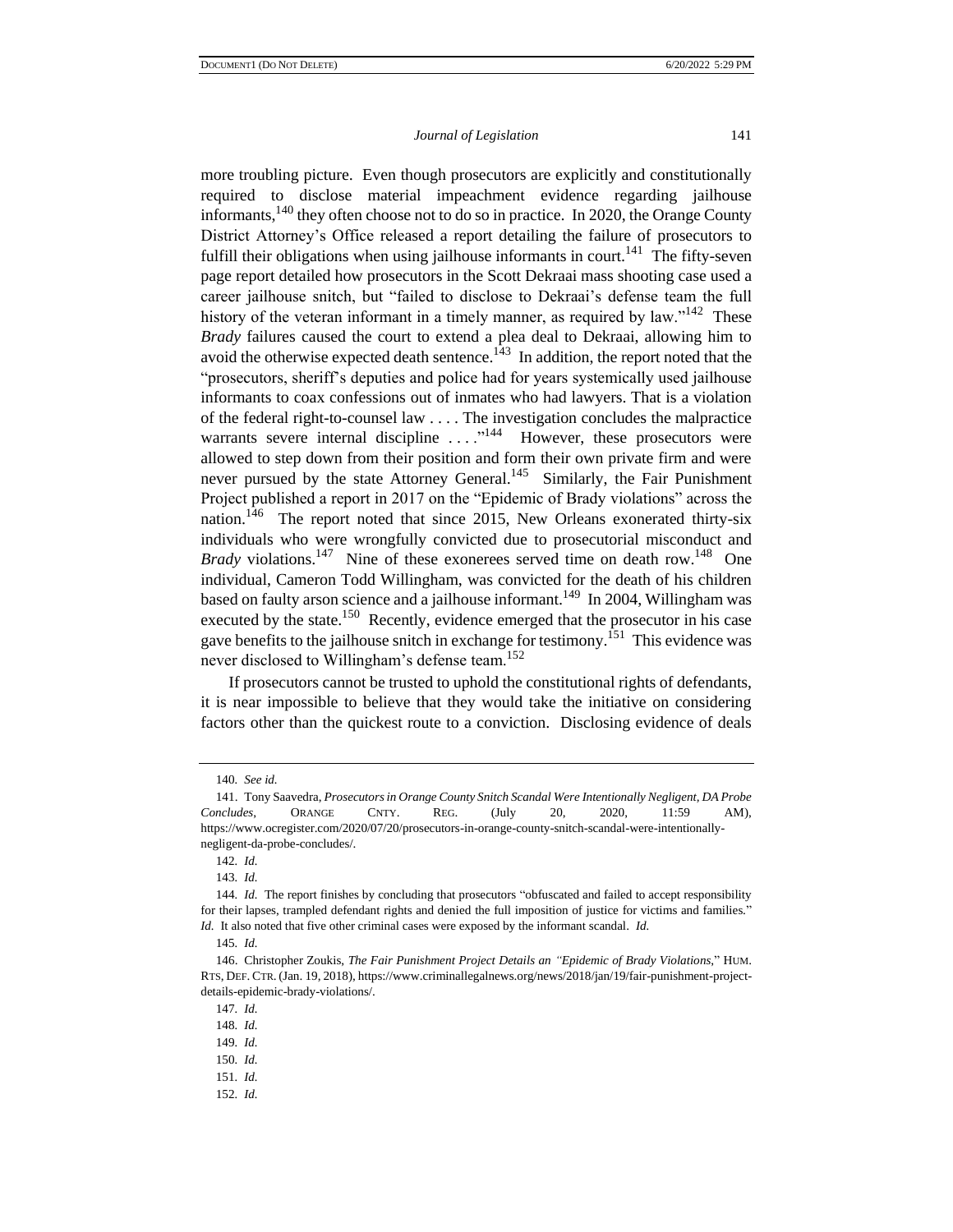more troubling picture. Even though prosecutors are explicitly and constitutionally required to disclose material impeachment evidence regarding jailhouse informants,[140] they often choose not to do so in practice. In 2020, the Orange County District Attorney's Office released a report detailing the failure of prosecutors to fulfill their obligations when using jailhouse informants in court.[141] The fifty-seven page report detailed how prosecutors in the Scott Dekraai mass shooting case used a career jailhouse snitch, but "failed to disclose to Dekraai's defense team the full history of the veteran informant in a timely manner, as required by law."[142] These *Brady* failures caused the court to extend a plea deal to Dekraai, allowing him to avoid the otherwise expected death sentence.[143] In addition, the report noted that the "prosecutors, sheriff's deputies and police had for years systemically used jailhouse informants to coax confessions out of inmates who had lawyers. That is a violation of the federal right-to-counsel law . . . . The investigation concludes the malpractice warrants severe internal discipline . . . ."[144] However, these prosecutors were allowed to step down from their position and form their own private firm and were never pursued by the state Attorney General.[145] Similarly, the Fair Punishment Project published a report in 2017 on the "Epidemic of Brady violations" across the nation.[146] The report noted that since 2015, New Orleans exonerated thirty-six individuals who were wrongfully convicted due to prosecutorial misconduct and *Brady* violations.[147] Nine of these exonerees served time on death row.[148] One individual, Cameron Todd Willingham, was convicted for the death of his children based on faulty arson science and a jailhouse informant.[149] In 2004, Willingham was executed by the state.[150] Recently, evidence emerged that the prosecutor in his case gave benefits to the jailhouse snitch in exchange for testimony.[151] This evidence was never disclosed to Willingham's defense team.[152]

If prosecutors cannot be trusted to uphold the constitutional rights of defendants, it is near impossible to believe that they would take the initiative on considering factors other than the quickest route to a conviction. Disclosing evidence of deals

---

140. *See id.*

141. Tony Saavedra, *Prosecutors in Orange County Snitch Scandal Were Intentionally Negligent, DA Probe Concludes*, ORANGE CNTY. REG. (July 20, 2020, 11:59 AM), https://www.ocregister.com/2020/07/20/prosecutors-in-orange-county-snitch-scandal-were-intentionally-negligent-da-probe-concludes/.

142. *Id.*

143. *Id.*

144. *Id.* The report finishes by concluding that prosecutors "obfuscated and failed to accept responsibility for their lapses, trampled defendant rights and denied the full imposition of justice for victims and families." *Id.* It also noted that five other criminal cases were exposed by the informant scandal. *Id.*

145. *Id.*

146. Christopher Zoukis, *The Fair Punishment Project Details an "Epidemic of Brady Violations*," HUM. RTS, DEF. CTR. (Jan. 19, 2018), https://www.criminallegalnews.org/news/2018/jan/19/fair-punishment-project-details-epidemic-brady-violations/.

147. *Id.*

148. *Id.*

149. *Id.*

150. *Id.*

151. *Id.*

152. *Id.*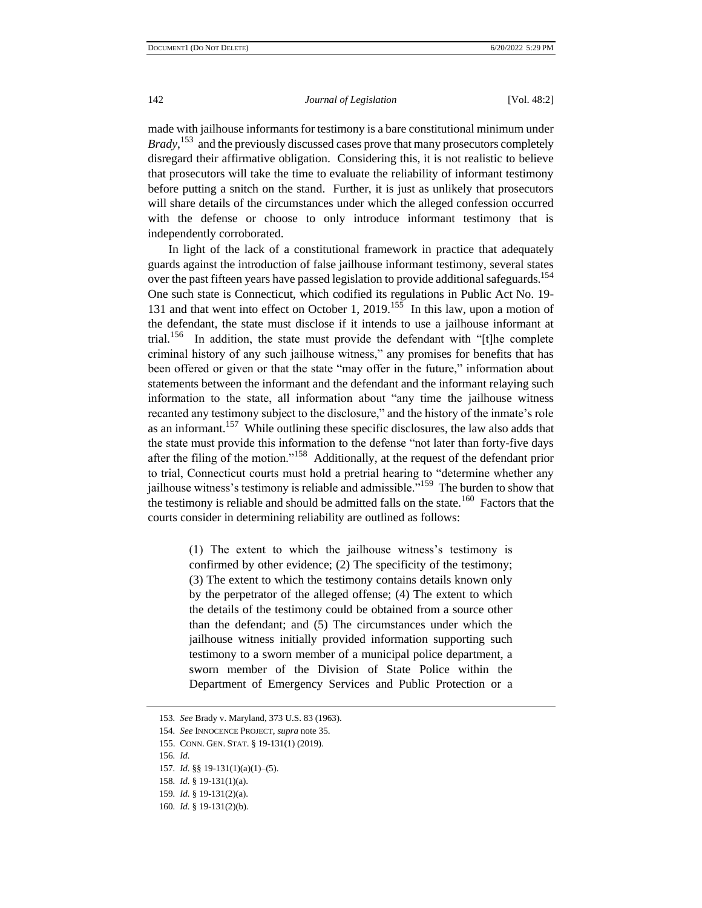made with jailhouse informants for testimony is a bare constitutional minimum under *Brady*,[153] and the previously discussed cases prove that many prosecutors completely disregard their affirmative obligation. Considering this, it is not realistic to believe that prosecutors will take the time to evaluate the reliability of informant testimony before putting a snitch on the stand. Further, it is just as unlikely that prosecutors will share details of the circumstances under which the alleged confession occurred with the defense or choose to only introduce informant testimony that is independently corroborated.

In light of the lack of a constitutional framework in practice that adequately guards against the introduction of false jailhouse informant testimony, several states over the past fifteen years have passed legislation to provide additional safeguards.[154] One such state is Connecticut, which codified its regulations in Public Act No. 19-131 and that went into effect on October 1, 2019.[155] In this law, upon a motion of the defendant, the state must disclose if it intends to use a jailhouse informant at trial.[156] In addition, the state must provide the defendant with "[t]he complete criminal history of any such jailhouse witness," any promises for benefits that has been offered or given or that the state "may offer in the future," information about statements between the informant and the defendant and the informant relaying such information to the state, all information about "any time the jailhouse witness recanted any testimony subject to the disclosure," and the history of the inmate's role as an informant.[157] While outlining these specific disclosures, the law also adds that the state must provide this information to the defense "not later than forty-five days after the filing of the motion."[158] Additionally, at the request of the defendant prior to trial, Connecticut courts must hold a pretrial hearing to "determine whether any jailhouse witness's testimony is reliable and admissible."[159] The burden to show that the testimony is reliable and should be admitted falls on the state.[160] Factors that the courts consider in determining reliability are outlined as follows:

> (1) The extent to which the jailhouse witness's testimony is confirmed by other evidence; (2) The specificity of the testimony; (3) The extent to which the testimony contains details known only by the perpetrator of the alleged offense; (4) The extent to which the details of the testimony could be obtained from a source other than the defendant; and (5) The circumstances under which the jailhouse witness initially provided information supporting such testimony to a sworn member of a municipal police department, a sworn member of the Division of State Police within the Department of Emergency Services and Public Protection or a

---

153. *See* Brady v. Maryland, 373 U.S. 83 (1963).
154. *See* INNOCENCE PROJECT, *supra* note 35.
155. CONN. GEN. STAT. § 19-131(1) (2019).
156. *Id.*
157. *Id.* §§ 19-131(1)(a)(1)–(5).
158. *Id.* § 19-131(1)(a).
159. *Id.* § 19-131(2)(a).
160. *Id.* § 19-131(2)(b).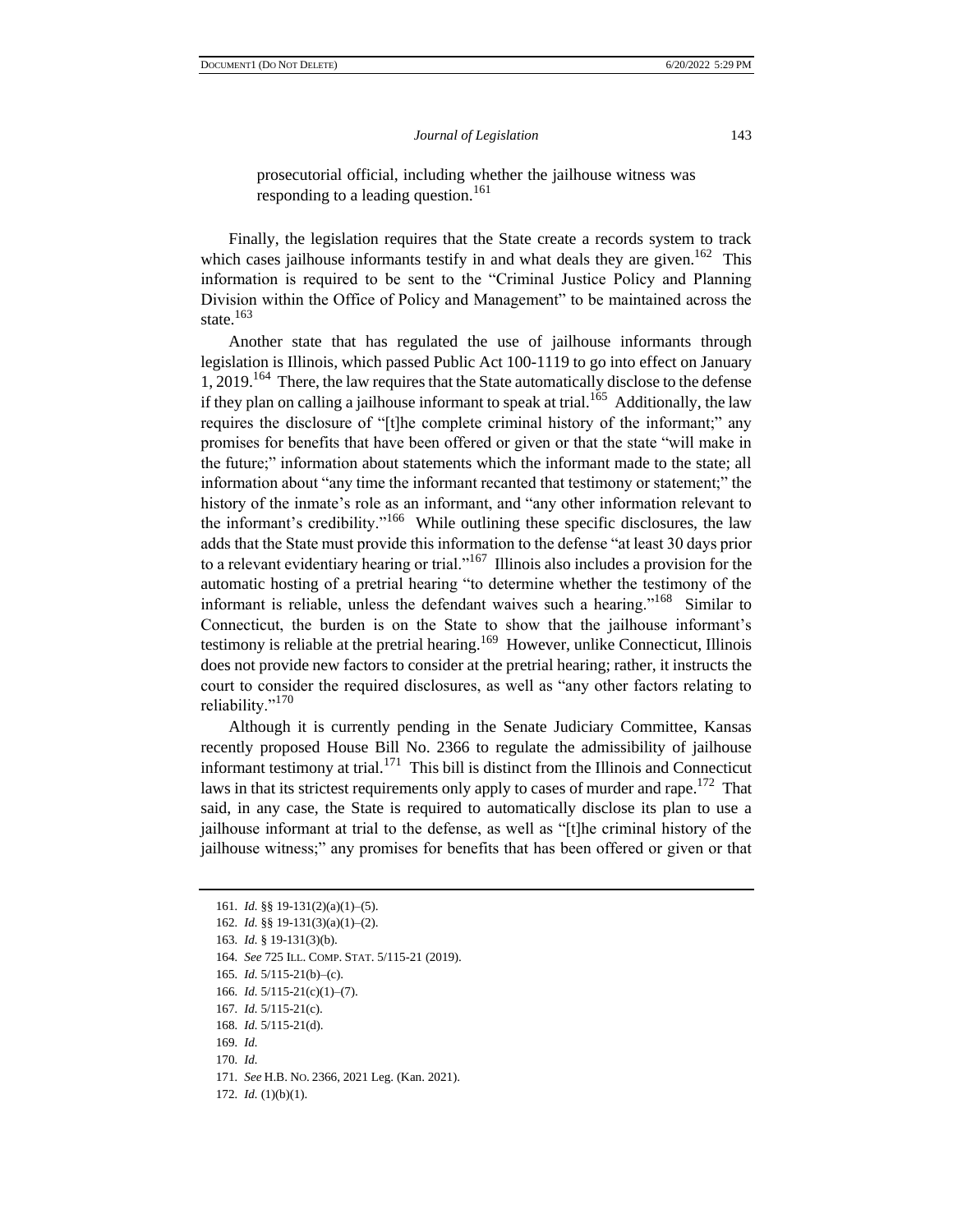prosecutorial official, including whether the jailhouse witness was responding to a leading question.[161]

Finally, the legislation requires that the State create a records system to track which cases jailhouse informants testify in and what deals they are given.[162] This information is required to be sent to the "Criminal Justice Policy and Planning Division within the Office of Policy and Management" to be maintained across the state.[163]

Another state that has regulated the use of jailhouse informants through legislation is Illinois, which passed Public Act 100-1119 to go into effect on January 1, 2019.[164] There, the law requires that the State automatically disclose to the defense if they plan on calling a jailhouse informant to speak at trial.[165] Additionally, the law requires the disclosure of "[t]he complete criminal history of the informant;" any promises for benefits that have been offered or given or that the state "will make in the future;" information about statements which the informant made to the state; all information about "any time the informant recanted that testimony or statement;" the history of the inmate's role as an informant, and "any other information relevant to the informant's credibility."[166] While outlining these specific disclosures, the law adds that the State must provide this information to the defense "at least 30 days prior to a relevant evidentiary hearing or trial."[167] Illinois also includes a provision for the automatic hosting of a pretrial hearing "to determine whether the testimony of the informant is reliable, unless the defendant waives such a hearing."[168] Similar to Connecticut, the burden is on the State to show that the jailhouse informant's testimony is reliable at the pretrial hearing.[169] However, unlike Connecticut, Illinois does not provide new factors to consider at the pretrial hearing; rather, it instructs the court to consider the required disclosures, as well as "any other factors relating to reliability."[170]

Although it is currently pending in the Senate Judiciary Committee, Kansas recently proposed House Bill No. 2366 to regulate the admissibility of jailhouse informant testimony at trial.[171] This bill is distinct from the Illinois and Connecticut laws in that its strictest requirements only apply to cases of murder and rape.[172] That said, in any case, the State is required to automatically disclose its plan to use a jailhouse informant at trial to the defense, as well as "[t]he criminal history of the jailhouse witness;" any promises for benefits that has been offered or given or that

---

161. *Id.* §§ 19-131(2)(a)(1)–(5).

162. *Id.* §§ 19-131(3)(a)(1)–(2).

163. *Id.* § 19-131(3)(b).

164. *See* 725 ILL. COMP. STAT. 5/115-21 (2019).

165. *Id.* 5/115-21(b)–(c).

166. *Id.* 5/115-21(c)(1)–(7).

167. *Id.* 5/115-21(c).

168. *Id.* 5/115-21(d).

169. *Id.*

170. *Id.*

171. *See* H.B. NO. 2366, 2021 Leg. (Kan. 2021).

172. *Id.* (1)(b)(1).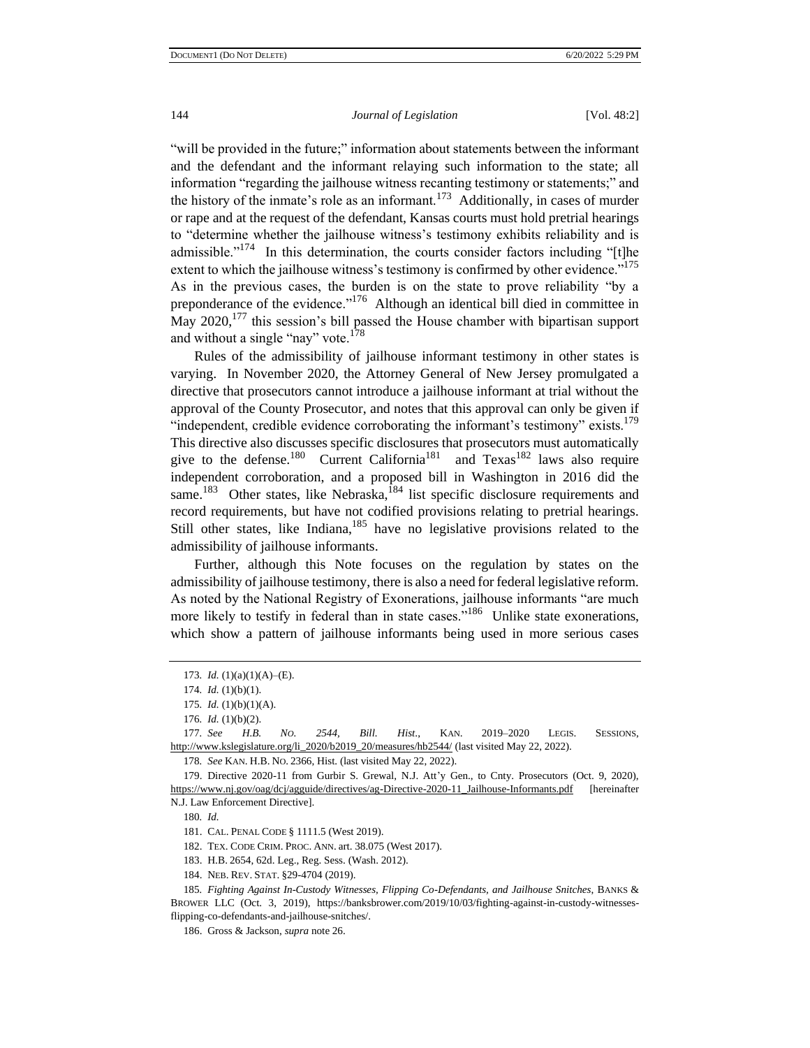"will be provided in the future;" information about statements between the informant and the defendant and the informant relaying such information to the state; all information "regarding the jailhouse witness recanting testimony or statements;" and the history of the inmate's role as an informant.[173] Additionally, in cases of murder or rape and at the request of the defendant, Kansas courts must hold pretrial hearings to "determine whether the jailhouse witness's testimony exhibits reliability and is admissible."[174] In this determination, the courts consider factors including "[t]he extent to which the jailhouse witness's testimony is confirmed by other evidence."[175] As in the previous cases, the burden is on the state to prove reliability "by a preponderance of the evidence."[176] Although an identical bill died in committee in May 2020,[177] this session's bill passed the House chamber with bipartisan support and without a single "nay" vote.[178]

Rules of the admissibility of jailhouse informant testimony in other states is varying. In November 2020, the Attorney General of New Jersey promulgated a directive that prosecutors cannot introduce a jailhouse informant at trial without the approval of the County Prosecutor, and notes that this approval can only be given if "independent, credible evidence corroborating the informant's testimony" exists.[179] This directive also discusses specific disclosures that prosecutors must automatically give to the defense.[180] Current California[181] and Texas[182] laws also require independent corroboration, and a proposed bill in Washington in 2016 did the same.[183] Other states, like Nebraska,[184] list specific disclosure requirements and record requirements, but have not codified provisions relating to pretrial hearings. Still other states, like Indiana,[185] have no legislative provisions related to the admissibility of jailhouse informants.

Further, although this Note focuses on the regulation by states on the admissibility of jailhouse testimony, there is also a need for federal legislative reform. As noted by the National Registry of Exonerations, jailhouse informants "are much more likely to testify in federal than in state cases."[186] Unlike state exonerations, which show a pattern of jailhouse informants being used in more serious cases

---

173. *Id.* (1)(a)(1)(A)–(E).

174. *Id.* (1)(b)(1).

175. *Id.* (1)(b)(1)(A).

176. *Id.* (1)(b)(2).

177. *See H.B. No. 2544, Bill. Hist.*, KAN. 2019–2020 LEGIS. SESSIONS, http://www.kslegislature.org/li_2020/b2019_20/measures/hb2544/ (last visited May 22, 2022).

178. *See* KAN. H.B. NO. 2366, Hist. (last visited May 22, 2022).

179. Directive 2020-11 from Gurbir S. Grewal, N.J. Att'y Gen., to Cnty. Prosecutors (Oct. 9, 2020), https://www.nj.gov/oag/dcj/agguide/directives/ag-Directive-2020-11_Jailhouse-Informants.pdf [hereinafter N.J. Law Enforcement Directive].

180. *Id.*

181. CAL. PENAL CODE § 1111.5 (West 2019).

182. TEX. CODE CRIM. PROC. ANN. art. 38.075 (West 2017).

183. H.B. 2654, 62d. Leg., Reg. Sess. (Wash. 2012).

184. NEB. REV. STAT. §29-4704 (2019).

185. *Fighting Against In-Custody Witnesses, Flipping Co-Defendants, and Jailhouse Snitches*, BANKS & BROWER LLC (Oct. 3, 2019), https://banksbrower.com/2019/10/03/fighting-against-in-custody-witnesses-flipping-co-defendants-and-jailhouse-snitches/.

186. Gross & Jackson, *supra* note 26.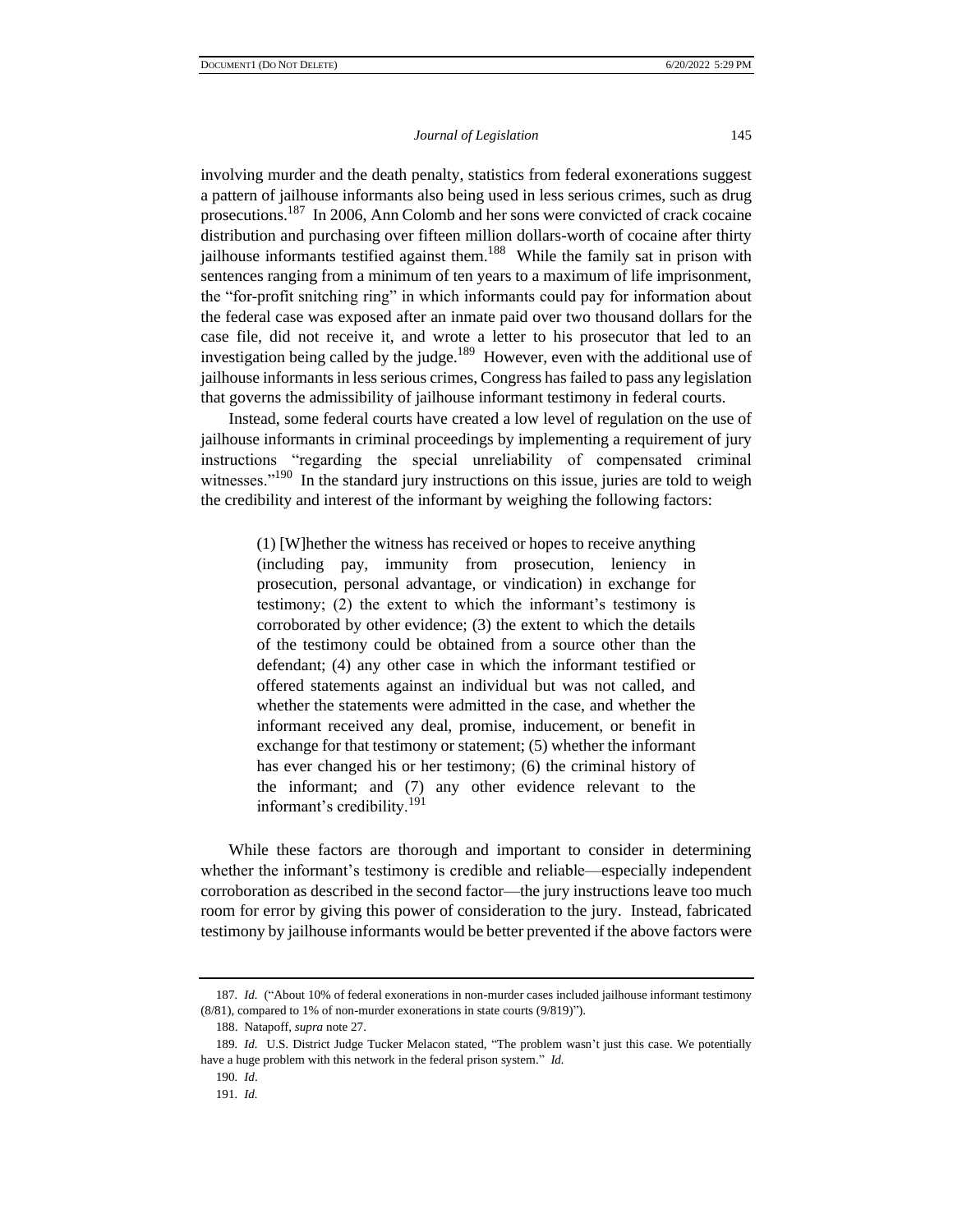involving murder and the death penalty, statistics from federal exonerations suggest a pattern of jailhouse informants also being used in less serious crimes, such as drug prosecutions.[187] In 2006, Ann Colomb and her sons were convicted of crack cocaine distribution and purchasing over fifteen million dollars-worth of cocaine after thirty jailhouse informants testified against them.[188] While the family sat in prison with sentences ranging from a minimum of ten years to a maximum of life imprisonment, the "for-profit snitching ring" in which informants could pay for information about the federal case was exposed after an inmate paid over two thousand dollars for the case file, did not receive it, and wrote a letter to his prosecutor that led to an investigation being called by the judge.[189] However, even with the additional use of jailhouse informants in less serious crimes, Congress has failed to pass any legislation that governs the admissibility of jailhouse informant testimony in federal courts.

Instead, some federal courts have created a low level of regulation on the use of jailhouse informants in criminal proceedings by implementing a requirement of jury instructions "regarding the special unreliability of compensated criminal witnesses."[190] In the standard jury instructions on this issue, juries are told to weigh the credibility and interest of the informant by weighing the following factors:

> (1) [W]hether the witness has received or hopes to receive anything (including pay, immunity from prosecution, leniency in prosecution, personal advantage, or vindication) in exchange for testimony; (2) the extent to which the informant's testimony is corroborated by other evidence; (3) the extent to which the details of the testimony could be obtained from a source other than the defendant; (4) any other case in which the informant testified or offered statements against an individual but was not called, and whether the statements were admitted in the case, and whether the informant received any deal, promise, inducement, or benefit in exchange for that testimony or statement; (5) whether the informant has ever changed his or her testimony; (6) the criminal history of the informant; and (7) any other evidence relevant to the informant's credibility.[191]

While these factors are thorough and important to consider in determining whether the informant's testimony is credible and reliable—especially independent corroboration as described in the second factor—the jury instructions leave too much room for error by giving this power of consideration to the jury. Instead, fabricated testimony by jailhouse informants would be better prevented if the above factors were

---

187. *Id.* ("About 10% of federal exonerations in non-murder cases included jailhouse informant testimony (8/81), compared to 1% of non-murder exonerations in state courts (9/819)").

188. Natapoff, *supra* note 27.

189. *Id.* U.S. District Judge Tucker Melacon stated, "The problem wasn't just this case. We potentially have a huge problem with this network in the federal prison system." *Id.*

190. *Id*.

191. *Id.*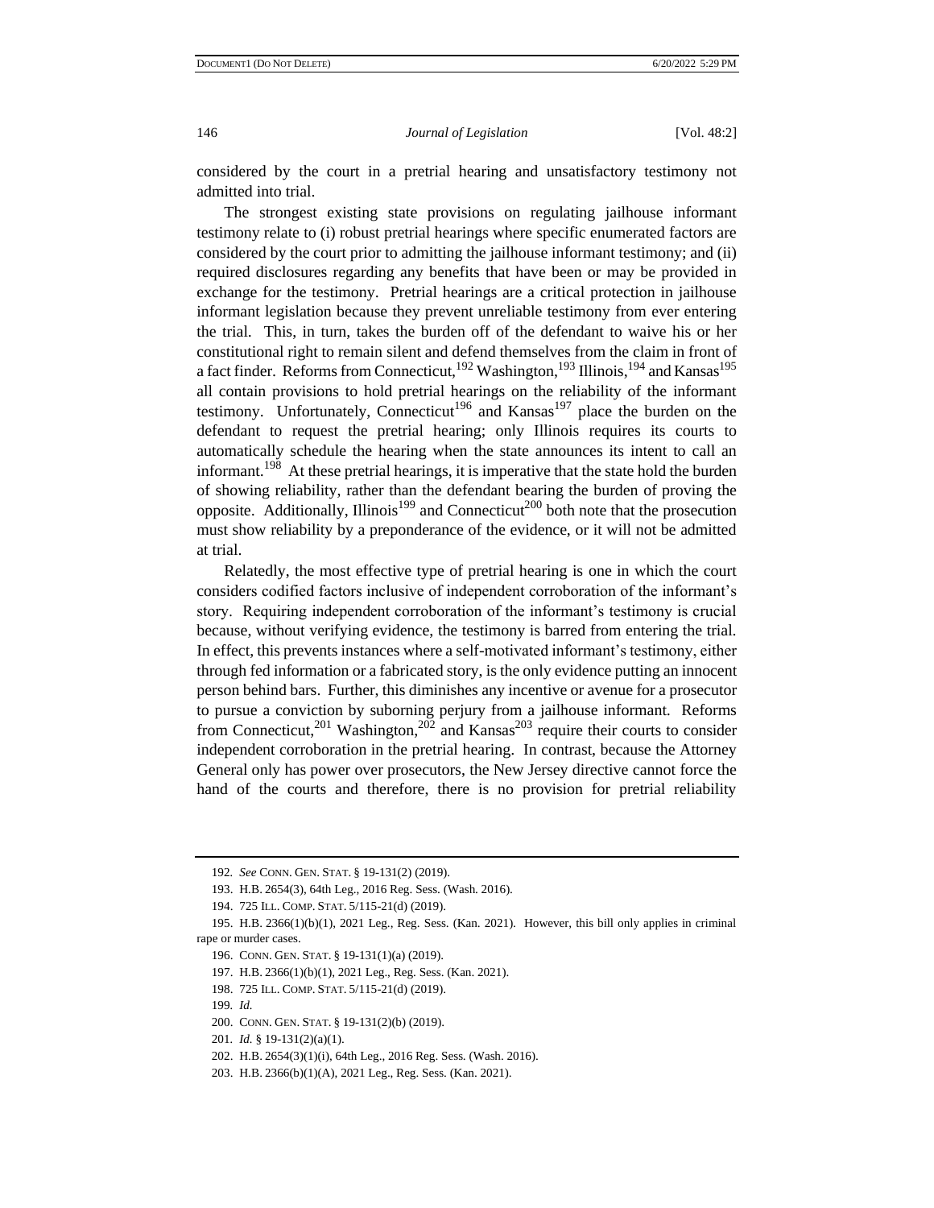considered by the court in a pretrial hearing and unsatisfactory testimony not admitted into trial.

The strongest existing state provisions on regulating jailhouse informant testimony relate to (i) robust pretrial hearings where specific enumerated factors are considered by the court prior to admitting the jailhouse informant testimony; and (ii) required disclosures regarding any benefits that have been or may be provided in exchange for the testimony. Pretrial hearings are a critical protection in jailhouse informant legislation because they prevent unreliable testimony from ever entering the trial. This, in turn, takes the burden off of the defendant to waive his or her constitutional right to remain silent and defend themselves from the claim in front of a fact finder. Reforms from Connecticut,[192] Washington,[193] Illinois,[194] and Kansas[195] all contain provisions to hold pretrial hearings on the reliability of the informant testimony. Unfortunately, Connecticut[196] and Kansas[197] place the burden on the defendant to request the pretrial hearing; only Illinois requires its courts to automatically schedule the hearing when the state announces its intent to call an informant.[198] At these pretrial hearings, it is imperative that the state hold the burden of showing reliability, rather than the defendant bearing the burden of proving the opposite. Additionally, Illinois[199] and Connecticut[200] both note that the prosecution must show reliability by a preponderance of the evidence, or it will not be admitted at trial.

Relatedly, the most effective type of pretrial hearing is one in which the court considers codified factors inclusive of independent corroboration of the informant's story. Requiring independent corroboration of the informant's testimony is crucial because, without verifying evidence, the testimony is barred from entering the trial. In effect, this prevents instances where a self-motivated informant's testimony, either through fed information or a fabricated story, is the only evidence putting an innocent person behind bars. Further, this diminishes any incentive or avenue for a prosecutor to pursue a conviction by suborning perjury from a jailhouse informant. Reforms from Connecticut,[201] Washington,[202] and Kansas[203] require their courts to consider independent corroboration in the pretrial hearing. In contrast, because the Attorney General only has power over prosecutors, the New Jersey directive cannot force the hand of the courts and therefore, there is no provision for pretrial reliability

---

192. *See* CONN. GEN. STAT. § 19-131(2) (2019).

193. H.B. 2654(3), 64th Leg., 2016 Reg. Sess. (Wash. 2016).

194. 725 ILL. COMP. STAT. 5/115-21(d) (2019).

195. H.B. 2366(1)(b)(1), 2021 Leg., Reg. Sess. (Kan. 2021). However, this bill only applies in criminal rape or murder cases.

196. CONN. GEN. STAT. § 19-131(1)(a) (2019).

197. H.B. 2366(1)(b)(1), 2021 Leg., Reg. Sess. (Kan. 2021).

198. 725 ILL. COMP. STAT. 5/115-21(d) (2019).

199. *Id.*

200. CONN. GEN. STAT. § 19-131(2)(b) (2019).

201. *Id.* § 19-131(2)(a)(1).

202. H.B. 2654(3)(1)(i), 64th Leg., 2016 Reg. Sess. (Wash. 2016).

203. H.B. 2366(b)(1)(A), 2021 Leg., Reg. Sess. (Kan. 2021).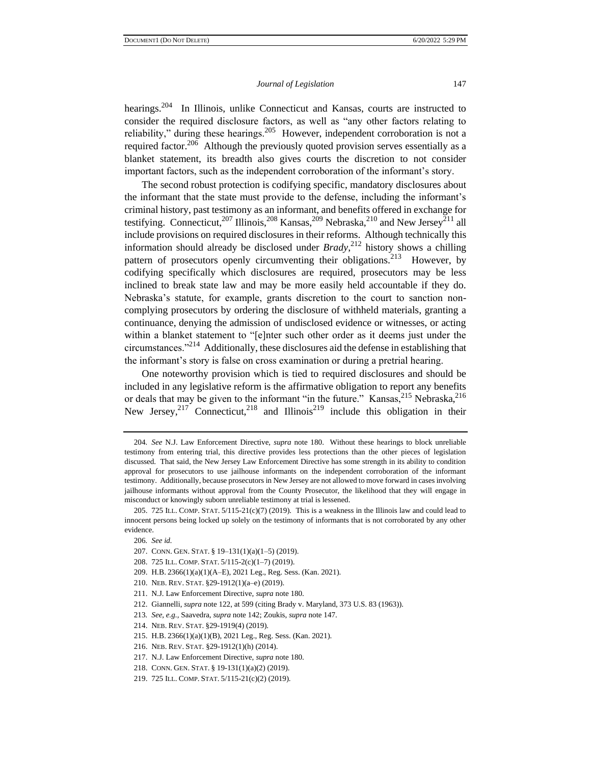hearings.[204] In Illinois, unlike Connecticut and Kansas, courts are instructed to consider the required disclosure factors, as well as "any other factors relating to reliability," during these hearings.[205] However, independent corroboration is not a required factor.[206] Although the previously quoted provision serves essentially as a blanket statement, its breadth also gives courts the discretion to not consider important factors, such as the independent corroboration of the informant's story.

The second robust protection is codifying specific, mandatory disclosures about the informant that the state must provide to the defense, including the informant's criminal history, past testimony as an informant, and benefits offered in exchange for testifying. Connecticut,[207] Illinois,[208] Kansas,[209] Nebraska,[210] and New Jersey[211] all include provisions on required disclosures in their reforms. Although technically this information should already be disclosed under *Brady*,[212] history shows a chilling pattern of prosecutors openly circumventing their obligations.[213] However, by codifying specifically which disclosures are required, prosecutors may be less inclined to break state law and may be more easily held accountable if they do. Nebraska's statute, for example, grants discretion to the court to sanction non-complying prosecutors by ordering the disclosure of withheld materials, granting a continuance, denying the admission of undisclosed evidence or witnesses, or acting within a blanket statement to "[e]nter such other order as it deems just under the circumstances."[214] Additionally, these disclosures aid the defense in establishing that the informant's story is false on cross examination or during a pretrial hearing.

One noteworthy provision which is tied to required disclosures and should be included in any legislative reform is the affirmative obligation to report any benefits or deals that may be given to the informant "in the future." Kansas,[215] Nebraska,[216] New Jersey,[217] Connecticut,[218] and Illinois[219] include this obligation in their

---

204. *See* N.J. Law Enforcement Directive, *supra* note 180. Without these hearings to block unreliable testimony from entering trial, this directive provides less protections than the other pieces of legislation discussed. That said, the New Jersey Law Enforcement Directive has some strength in its ability to condition approval for prosecutors to use jailhouse informants on the independent corroboration of the informant testimony. Additionally, because prosecutors in New Jersey are not allowed to move forward in cases involving jailhouse informants without approval from the County Prosecutor, the likelihood that they will engage in misconduct or knowingly suborn unreliable testimony at trial is lessened.

205. 725 ILL. COMP. STAT. 5/115-21(c)(7) (2019). This is a weakness in the Illinois law and could lead to innocent persons being locked up solely on the testimony of informants that is not corroborated by any other evidence.

206. *See id.*

207. CONN. GEN. STAT. § 19–131(1)(a)(1–5) (2019).

208. 725 ILL. COMP. STAT. 5/115-2(c)(1–7) (2019).

209. H.B. 2366(1)(a)(1)(A–E), 2021 Leg., Reg. Sess. (Kan. 2021).

210. NEB. REV. STAT. §29-1912(1)(a–e) (2019).

211. N.J. Law Enforcement Directive, *supra* note 180.

212. Giannelli, *supra* note 122, at 599 (citing Brady v. Maryland, 373 U.S. 83 (1963)).

213. *See, e.g.*, Saavedra, *supra* note 142; Zoukis, *supra* note 147.

214. NEB. REV. STAT. §29-1919(4) (2019).

215. H.B. 2366(1)(a)(1)(B), 2021 Leg., Reg. Sess. (Kan. 2021).

216. NEB. REV. STAT. §29-1912(1)(h) (2014).

217. N.J. Law Enforcement Directive, *supra* note 180.

218. CONN. GEN. STAT. § 19-131(1)(a)(2) (2019).

219. 725 ILL. COMP. STAT. 5/115-21(c)(2) (2019).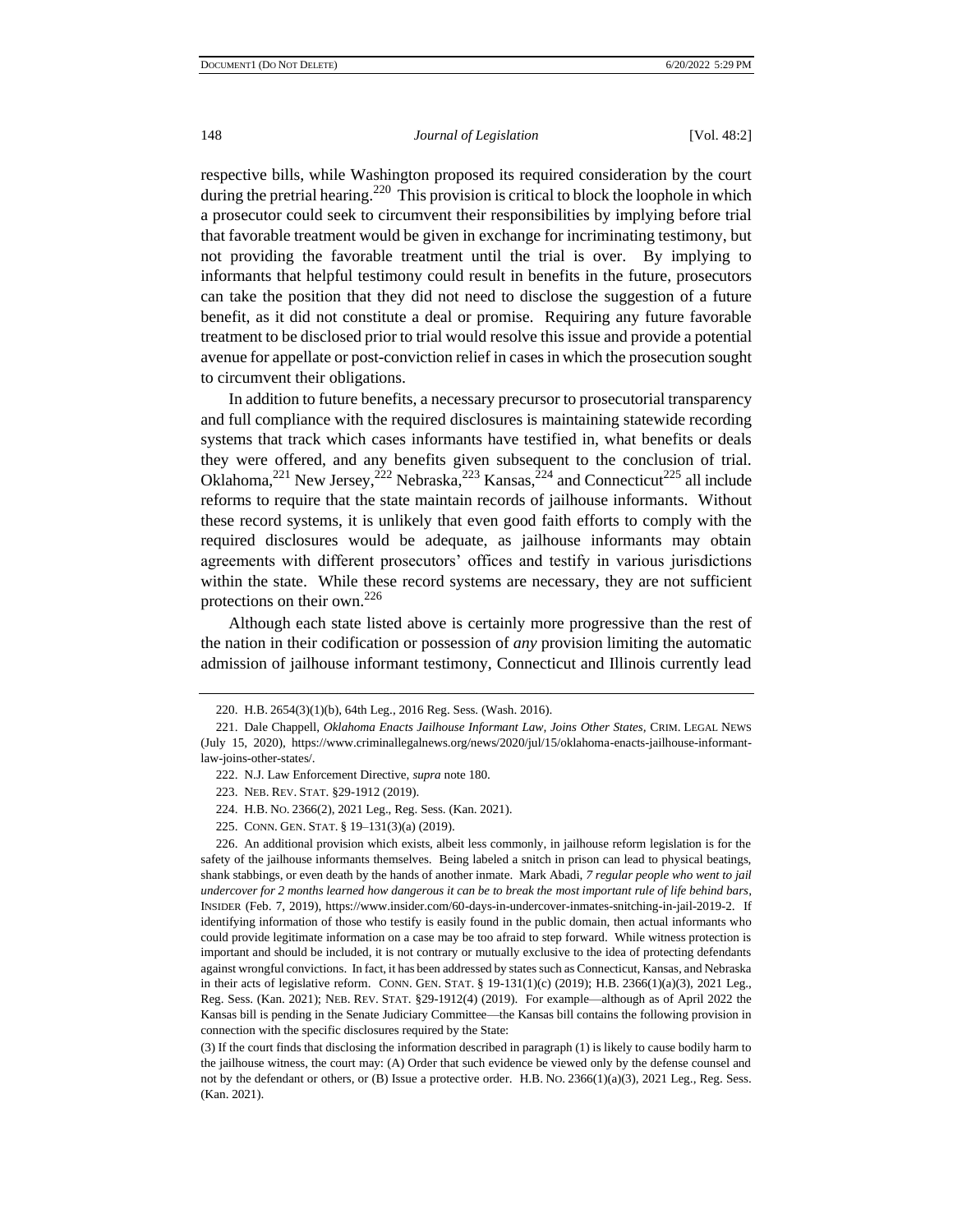respective bills, while Washington proposed its required consideration by the court during the pretrial hearing.[220] This provision is critical to block the loophole in which a prosecutor could seek to circumvent their responsibilities by implying before trial that favorable treatment would be given in exchange for incriminating testimony, but not providing the favorable treatment until the trial is over. By implying to informants that helpful testimony could result in benefits in the future, prosecutors can take the position that they did not need to disclose the suggestion of a future benefit, as it did not constitute a deal or promise. Requiring any future favorable treatment to be disclosed prior to trial would resolve this issue and provide a potential avenue for appellate or post-conviction relief in cases in which the prosecution sought to circumvent their obligations.

In addition to future benefits, a necessary precursor to prosecutorial transparency and full compliance with the required disclosures is maintaining statewide recording systems that track which cases informants have testified in, what benefits or deals they were offered, and any benefits given subsequent to the conclusion of trial. Oklahoma,[221] New Jersey,[222] Nebraska,[223] Kansas,[224] and Connecticut[225] all include reforms to require that the state maintain records of jailhouse informants. Without these record systems, it is unlikely that even good faith efforts to comply with the required disclosures would be adequate, as jailhouse informants may obtain agreements with different prosecutors' offices and testify in various jurisdictions within the state. While these record systems are necessary, they are not sufficient protections on their own.[226]

Although each state listed above is certainly more progressive than the rest of the nation in their codification or possession of *any* provision limiting the automatic admission of jailhouse informant testimony, Connecticut and Illinois currently lead

---

220. H.B. 2654(3)(1)(b), 64th Leg., 2016 Reg. Sess. (Wash. 2016).

221. Dale Chappell, *Oklahoma Enacts Jailhouse Informant Law, Joins Other States*, CRIM. LEGAL NEWS (July 15, 2020), https://www.criminallegalnews.org/news/2020/jul/15/oklahoma-enacts-jailhouse-informant-law-joins-other-states/.

222. N.J. Law Enforcement Directive, *supra* note 180.

223. NEB. REV. STAT. §29-1912 (2019).

224. H.B. NO. 2366(2), 2021 Leg., Reg. Sess. (Kan. 2021).

225. CONN. GEN. STAT. § 19–131(3)(a) (2019).

226. An additional provision which exists, albeit less commonly, in jailhouse reform legislation is for the safety of the jailhouse informants themselves. Being labeled a snitch in prison can lead to physical beatings, shank stabbings, or even death by the hands of another inmate. Mark Abadi, *7 regular people who went to jail undercover for 2 months learned how dangerous it can be to break the most important rule of life behind bars*, INSIDER (Feb. 7, 2019), https://www.insider.com/60-days-in-undercover-inmates-snitching-in-jail-2019-2. If identifying information of those who testify is easily found in the public domain, then actual informants who could provide legitimate information on a case may be too afraid to step forward. While witness protection is important and should be included, it is not contrary or mutually exclusive to the idea of protecting defendants against wrongful convictions. In fact, it has been addressed by states such as Connecticut, Kansas, and Nebraska in their acts of legislative reform. CONN. GEN. STAT. § 19-131(1)(c) (2019); H.B. 2366(1)(a)(3), 2021 Leg., Reg. Sess. (Kan. 2021); NEB. REV. STAT. §29-1912(4) (2019). For example—although as of April 2022 the Kansas bill is pending in the Senate Judiciary Committee—the Kansas bill contains the following provision in connection with the specific disclosures required by the State:

(3) If the court finds that disclosing the information described in paragraph (1) is likely to cause bodily harm to the jailhouse witness, the court may: (A) Order that such evidence be viewed only by the defense counsel and not by the defendant or others, or (B) Issue a protective order. H.B. NO. 2366(1)(a)(3), 2021 Leg., Reg. Sess. (Kan. 2021).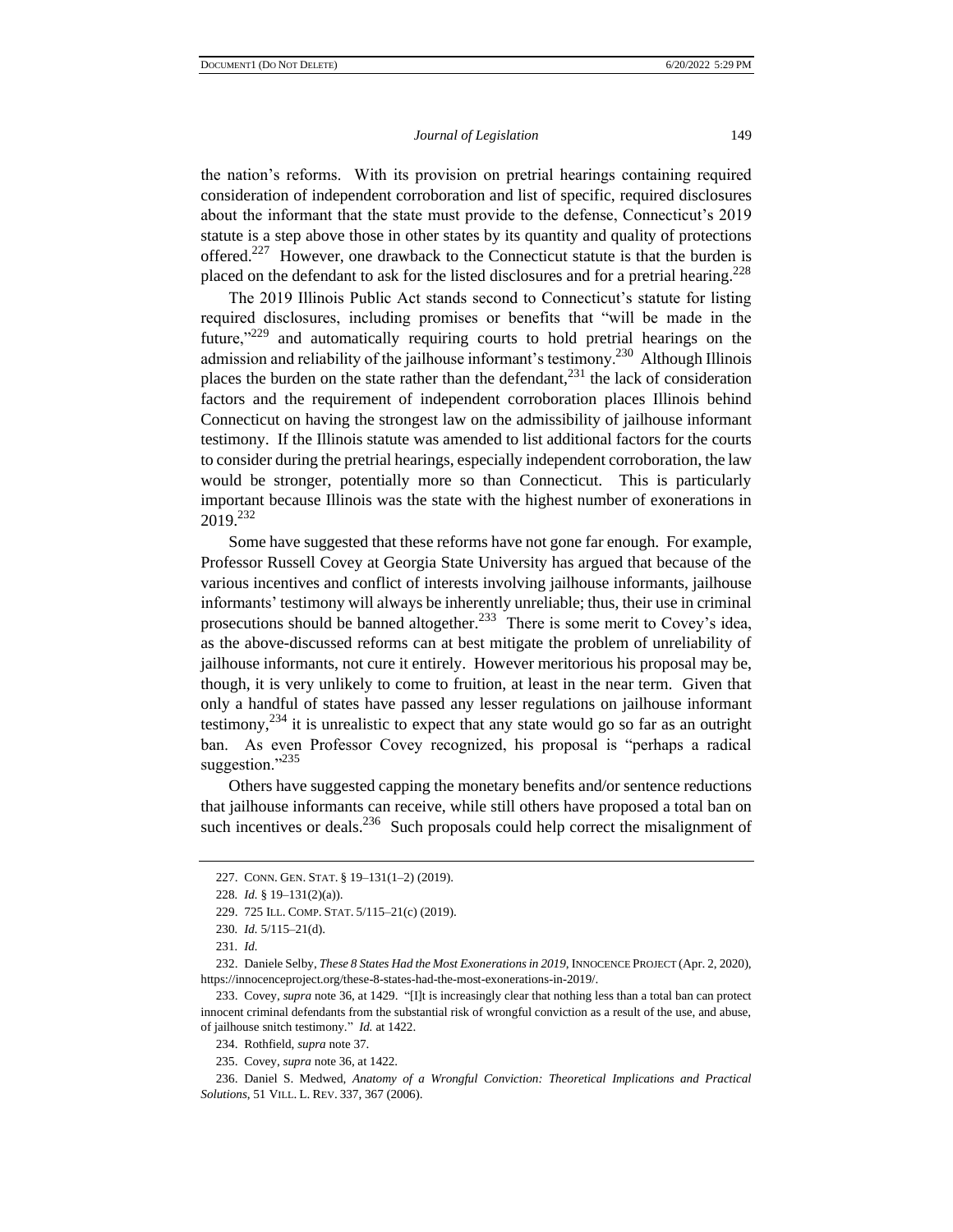the nation's reforms. With its provision on pretrial hearings containing required consideration of independent corroboration and list of specific, required disclosures about the informant that the state must provide to the defense, Connecticut's 2019 statute is a step above those in other states by its quantity and quality of protections offered.[227] However, one drawback to the Connecticut statute is that the burden is placed on the defendant to ask for the listed disclosures and for a pretrial hearing.[228]

The 2019 Illinois Public Act stands second to Connecticut's statute for listing required disclosures, including promises or benefits that "will be made in the future,"[229] and automatically requiring courts to hold pretrial hearings on the admission and reliability of the jailhouse informant's testimony.[230] Although Illinois places the burden on the state rather than the defendant,[231] the lack of consideration factors and the requirement of independent corroboration places Illinois behind Connecticut on having the strongest law on the admissibility of jailhouse informant testimony. If the Illinois statute was amended to list additional factors for the courts to consider during the pretrial hearings, especially independent corroboration, the law would be stronger, potentially more so than Connecticut. This is particularly important because Illinois was the state with the highest number of exonerations in 2019.[232]

Some have suggested that these reforms have not gone far enough. For example, Professor Russell Covey at Georgia State University has argued that because of the various incentives and conflict of interests involving jailhouse informants, jailhouse informants' testimony will always be inherently unreliable; thus, their use in criminal prosecutions should be banned altogether.[233] There is some merit to Covey's idea, as the above-discussed reforms can at best mitigate the problem of unreliability of jailhouse informants, not cure it entirely. However meritorious his proposal may be, though, it is very unlikely to come to fruition, at least in the near term. Given that only a handful of states have passed any lesser regulations on jailhouse informant testimony,[234] it is unrealistic to expect that any state would go so far as an outright ban. As even Professor Covey recognized, his proposal is "perhaps a radical suggestion."[235]

Others have suggested capping the monetary benefits and/or sentence reductions that jailhouse informants can receive, while still others have proposed a total ban on such incentives or deals.[236] Such proposals could help correct the misalignment of

---

227. CONN. GEN. STAT. § 19–131(1–2) (2019).

228. *Id.* § 19–131(2)(a)).

229. 725 ILL. COMP. STAT. 5/115–21(c) (2019).

230. *Id.* 5/115–21(d).

231. *Id.*

232. Daniele Selby, *These 8 States Had the Most Exonerations in 2019*, INNOCENCE PROJECT (Apr. 2, 2020), https://innocenceproject.org/these-8-states-had-the-most-exonerations-in-2019/.

233. Covey, *supra* note 36, at 1429. "[I]t is increasingly clear that nothing less than a total ban can protect innocent criminal defendants from the substantial risk of wrongful conviction as a result of the use, and abuse, of jailhouse snitch testimony." *Id.* at 1422.

234. Rothfield, *supra* note 37.

235. Covey, *supra* note 36, at 1422.

236. Daniel S. Medwed, *Anatomy of a Wrongful Conviction: Theoretical Implications and Practical Solutions*, 51 VILL. L. REV. 337, 367 (2006).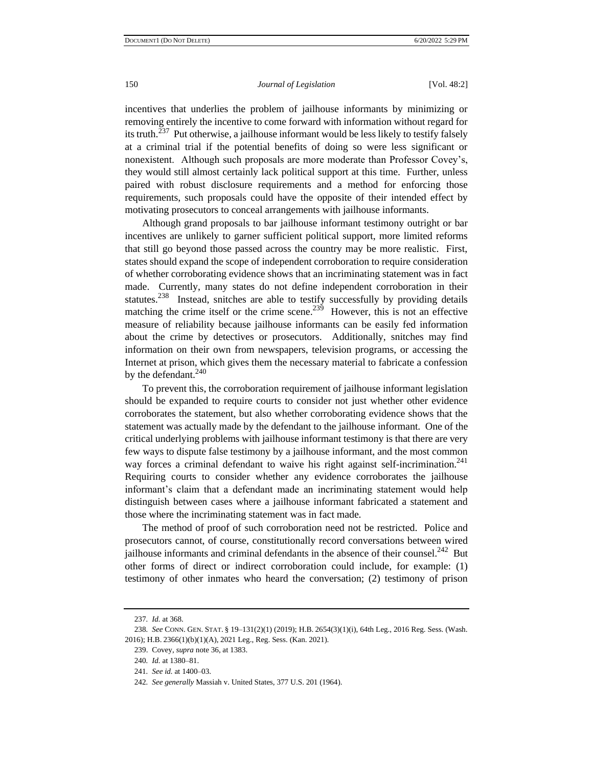incentives that underlies the problem of jailhouse informants by minimizing or removing entirely the incentive to come forward with information without regard for its truth.[237] Put otherwise, a jailhouse informant would be less likely to testify falsely at a criminal trial if the potential benefits of doing so were less significant or nonexistent. Although such proposals are more moderate than Professor Covey's, they would still almost certainly lack political support at this time. Further, unless paired with robust disclosure requirements and a method for enforcing those requirements, such proposals could have the opposite of their intended effect by motivating prosecutors to conceal arrangements with jailhouse informants.

Although grand proposals to bar jailhouse informant testimony outright or bar incentives are unlikely to garner sufficient political support, more limited reforms that still go beyond those passed across the country may be more realistic. First, states should expand the scope of independent corroboration to require consideration of whether corroborating evidence shows that an incriminating statement was in fact made. Currently, many states do not define independent corroboration in their statutes.[238] Instead, snitches are able to testify successfully by providing details matching the crime itself or the crime scene.[239] However, this is not an effective measure of reliability because jailhouse informants can be easily fed information about the crime by detectives or prosecutors. Additionally, snitches may find information on their own from newspapers, television programs, or accessing the Internet at prison, which gives them the necessary material to fabricate a confession by the defendant.[240]

To prevent this, the corroboration requirement of jailhouse informant legislation should be expanded to require courts to consider not just whether other evidence corroborates the statement, but also whether corroborating evidence shows that the statement was actually made by the defendant to the jailhouse informant. One of the critical underlying problems with jailhouse informant testimony is that there are very few ways to dispute false testimony by a jailhouse informant, and the most common way forces a criminal defendant to waive his right against self-incrimination.[241] Requiring courts to consider whether any evidence corroborates the jailhouse informant's claim that a defendant made an incriminating statement would help distinguish between cases where a jailhouse informant fabricated a statement and those where the incriminating statement was in fact made.

The method of proof of such corroboration need not be restricted. Police and prosecutors cannot, of course, constitutionally record conversations between wired jailhouse informants and criminal defendants in the absence of their counsel.[242] But other forms of direct or indirect corroboration could include, for example: (1) testimony of other inmates who heard the conversation; (2) testimony of prison

---

237. *Id.* at 368.

238. *See* CONN. GEN. STAT. § 19–131(2)(1) (2019); H.B. 2654(3)(1)(i), 64th Leg., 2016 Reg. Sess. (Wash. 2016); H.B. 2366(1)(b)(1)(A), 2021 Leg., Reg. Sess. (Kan. 2021).

239. Covey, *supra* note 36, at 1383.

240. *Id.* at 1380–81.

241. *See id.* at 1400–03.

242. *See generally* Massiah v. United States, 377 U.S. 201 (1964).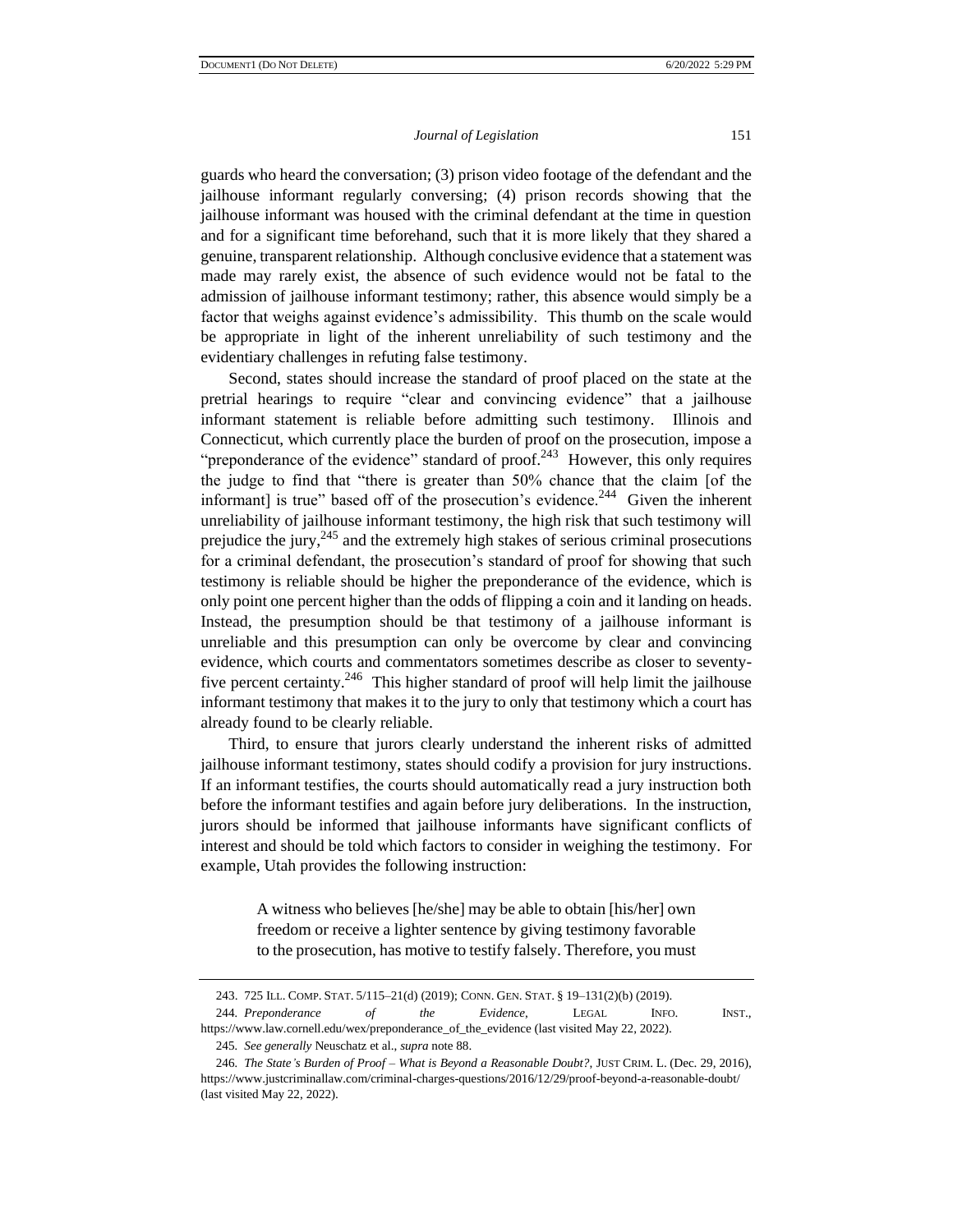guards who heard the conversation; (3) prison video footage of the defendant and the jailhouse informant regularly conversing; (4) prison records showing that the jailhouse informant was housed with the criminal defendant at the time in question and for a significant time beforehand, such that it is more likely that they shared a genuine, transparent relationship. Although conclusive evidence that a statement was made may rarely exist, the absence of such evidence would not be fatal to the admission of jailhouse informant testimony; rather, this absence would simply be a factor that weighs against evidence's admissibility. This thumb on the scale would be appropriate in light of the inherent unreliability of such testimony and the evidentiary challenges in refuting false testimony.

Second, states should increase the standard of proof placed on the state at the pretrial hearings to require "clear and convincing evidence" that a jailhouse informant statement is reliable before admitting such testimony. Illinois and Connecticut, which currently place the burden of proof on the prosecution, impose a "preponderance of the evidence" standard of proof.[243] However, this only requires the judge to find that "there is greater than 50% chance that the claim [of the informant] is true" based off of the prosecution's evidence.[244] Given the inherent unreliability of jailhouse informant testimony, the high risk that such testimony will prejudice the jury,[245] and the extremely high stakes of serious criminal prosecutions for a criminal defendant, the prosecution's standard of proof for showing that such testimony is reliable should be higher the preponderance of the evidence, which is only point one percent higher than the odds of flipping a coin and it landing on heads. Instead, the presumption should be that testimony of a jailhouse informant is unreliable and this presumption can only be overcome by clear and convincing evidence, which courts and commentators sometimes describe as closer to seventy-five percent certainty.[246] This higher standard of proof will help limit the jailhouse informant testimony that makes it to the jury to only that testimony which a court has already found to be clearly reliable.

Third, to ensure that jurors clearly understand the inherent risks of admitted jailhouse informant testimony, states should codify a provision for jury instructions. If an informant testifies, the courts should automatically read a jury instruction both before the informant testifies and again before jury deliberations. In the instruction, jurors should be informed that jailhouse informants have significant conflicts of interest and should be told which factors to consider in weighing the testimony. For example, Utah provides the following instruction:

> A witness who believes [he/she] may be able to obtain [his/her] own freedom or receive a lighter sentence by giving testimony favorable to the prosecution, has motive to testify falsely. Therefore, you must

---

243. 725 ILL. COMP. STAT. 5/115–21(d) (2019); CONN. GEN. STAT. § 19–131(2)(b) (2019).

244. *Preponderance of the Evidence*, LEGAL INFO. INST., https://www.law.cornell.edu/wex/preponderance_of_the_evidence (last visited May 22, 2022).

245. *See generally* Neuschatz et al., *supra* note 88.

246. *The State's Burden of Proof – What is Beyond a Reasonable Doubt?*, JUST CRIM. L. (Dec. 29, 2016), https://www.justcriminallaw.com/criminal-charges-questions/2016/12/29/proof-beyond-a-reasonable-doubt/ (last visited May 22, 2022).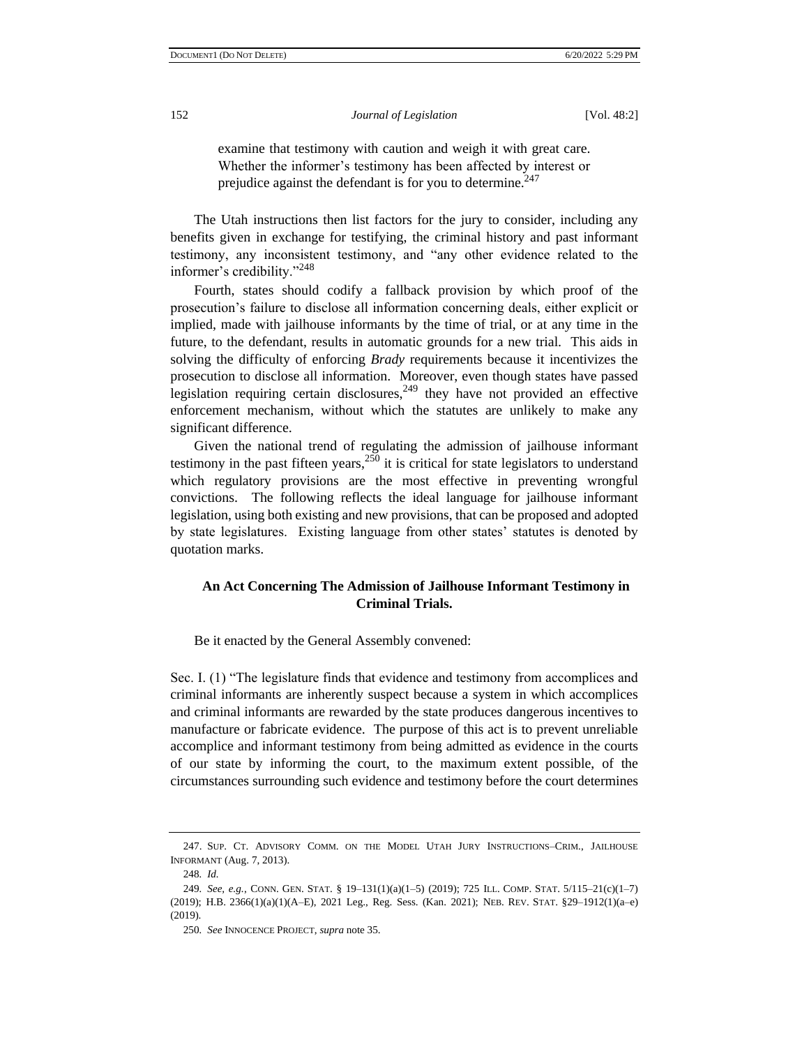examine that testimony with caution and weigh it with great care. Whether the informer's testimony has been affected by interest or prejudice against the defendant is for you to determine.[247]

The Utah instructions then list factors for the jury to consider, including any benefits given in exchange for testifying, the criminal history and past informant testimony, any inconsistent testimony, and "any other evidence related to the informer's credibility."[248]

Fourth, states should codify a fallback provision by which proof of the prosecution's failure to disclose all information concerning deals, either explicit or implied, made with jailhouse informants by the time of trial, or at any time in the future, to the defendant, results in automatic grounds for a new trial. This aids in solving the difficulty of enforcing *Brady* requirements because it incentivizes the prosecution to disclose all information. Moreover, even though states have passed legislation requiring certain disclosures,[249] they have not provided an effective enforcement mechanism, without which the statutes are unlikely to make any significant difference.

Given the national trend of regulating the admission of jailhouse informant testimony in the past fifteen years,[250] it is critical for state legislators to understand which regulatory provisions are the most effective in preventing wrongful convictions. The following reflects the ideal language for jailhouse informant legislation, using both existing and new provisions, that can be proposed and adopted by state legislatures. Existing language from other states' statutes is denoted by quotation marks.

**An Act Concerning The Admission of Jailhouse Informant Testimony in Criminal Trials.**

Be it enacted by the General Assembly convened:

Sec. I. (1) "The legislature finds that evidence and testimony from accomplices and criminal informants are inherently suspect because a system in which accomplices and criminal informants are rewarded by the state produces dangerous incentives to manufacture or fabricate evidence. The purpose of this act is to prevent unreliable accomplice and informant testimony from being admitted as evidence in the courts of our state by informing the court, to the maximum extent possible, of the circumstances surrounding such evidence and testimony before the court determines

---

247. SUP. CT. ADVISORY COMM. ON THE MODEL UTAH JURY INSTRUCTIONS–CRIM., JAILHOUSE INFORMANT (Aug. 7, 2013).

248. *Id.*

249. *See, e.g.*, CONN. GEN. STAT. § 19–131(1)(a)(1–5) (2019); 725 ILL. COMP. STAT. 5/115–21(c)(1–7) (2019); H.B. 2366(1)(a)(1)(A–E), 2021 Leg., Reg. Sess. (Kan. 2021); NEB. REV. STAT. §29–1912(1)(a–e) (2019).

250. *See* INNOCENCE PROJECT, *supra* note 35.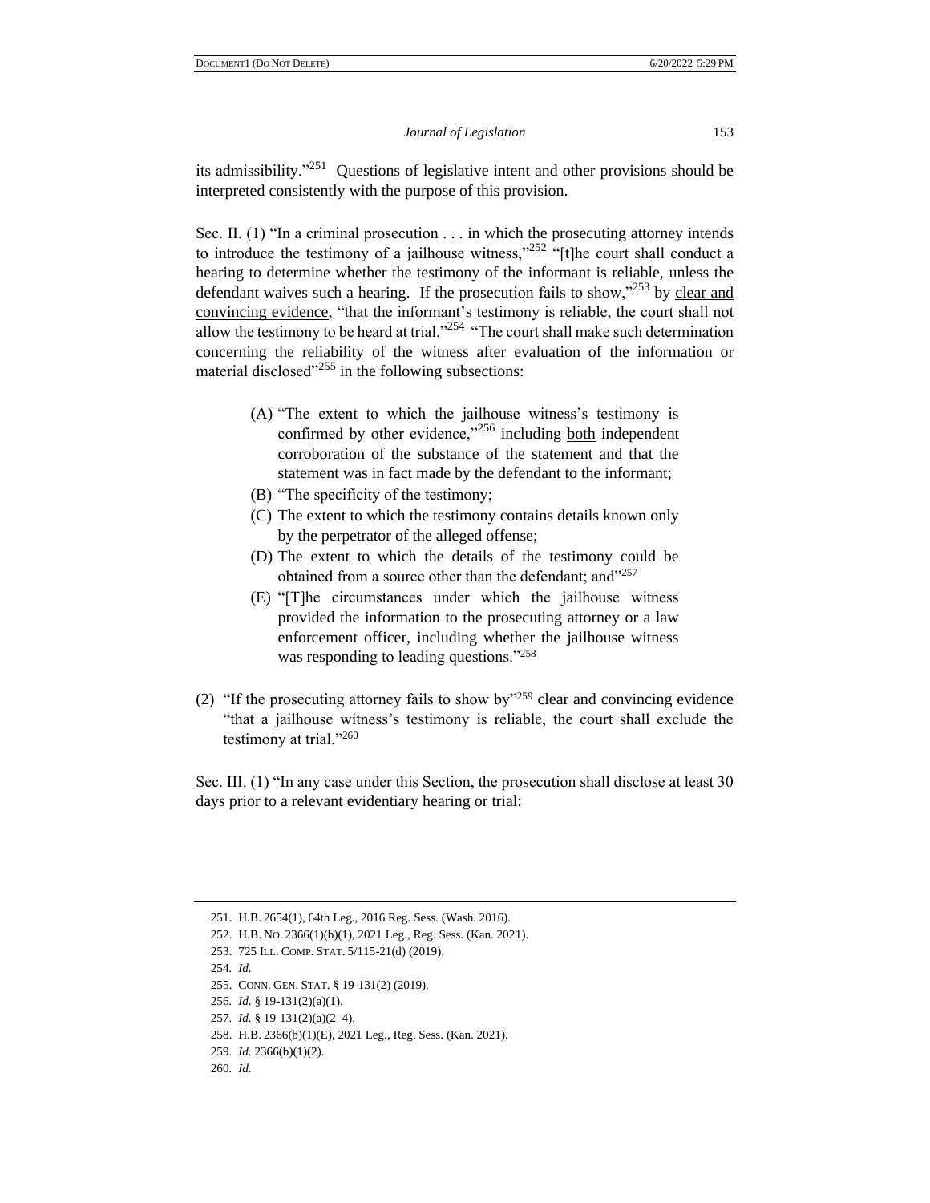its admissibility."[251] Questions of legislative intent and other provisions should be interpreted consistently with the purpose of this provision.

Sec. II. (1) "In a criminal prosecution . . . in which the prosecuting attorney intends to introduce the testimony of a jailhouse witness,"[252] "[t]he court shall conduct a hearing to determine whether the testimony of the informant is reliable, unless the defendant waives such a hearing. If the prosecution fails to show,"[253] by <u>clear and convincing evidence</u>, "that the informant's testimony is reliable, the court shall not allow the testimony to be heard at trial."[254] "The court shall make such determination concerning the reliability of the witness after evaluation of the information or material disclosed"[255] in the following subsections:

> (A) "The extent to which the jailhouse witness's testimony is confirmed by other evidence,"[256] including <u>both</u> independent corroboration of the substance of the statement and that the statement was in fact made by the defendant to the informant;
> (B) "The specificity of the testimony;
> (C) The extent to which the testimony contains details known only by the perpetrator of the alleged offense;
> (D) The extent to which the details of the testimony could be obtained from a source other than the defendant; and"[257]
> (E) "[T]he circumstances under which the jailhouse witness provided the information to the prosecuting attorney or a law enforcement officer, including whether the jailhouse witness was responding to leading questions."[258]

(2) "If the prosecuting attorney fails to show by"[259] clear and convincing evidence "that a jailhouse witness's testimony is reliable, the court shall exclude the testimony at trial."[260]

Sec. III. (1) "In any case under this Section, the prosecution shall disclose at least 30 days prior to a relevant evidentiary hearing or trial:

---

251. H.B. 2654(1), 64th Leg., 2016 Reg. Sess. (Wash. 2016).
252. H.B. NO. 2366(1)(b)(1), 2021 Leg., Reg. Sess. (Kan. 2021).
253. 725 ILL. COMP. STAT. 5/115-21(d) (2019).
254. *Id.*
255. CONN. GEN. STAT. § 19-131(2) (2019).
256. *Id.* § 19-131(2)(a)(1).
257. *Id.* § 19-131(2)(a)(2–4).
258. H.B. 2366(b)(1)(E), 2021 Leg., Reg. Sess. (Kan. 2021).
259. *Id.* 2366(b)(1)(2).
260. *Id.*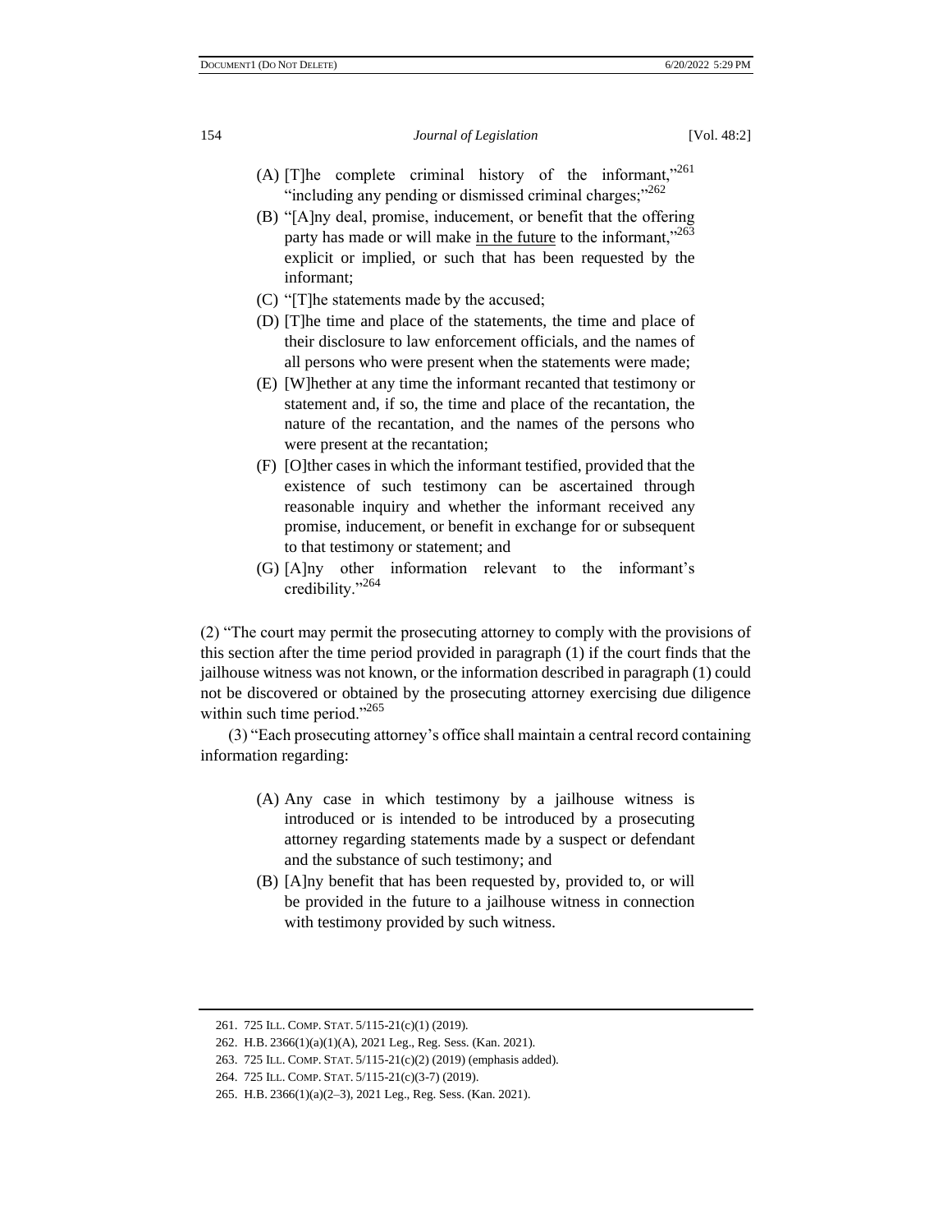(A) [T]he complete criminal history of the informant,"[261] "including any pending or dismissed criminal charges;"[262]

(B) "[A]ny deal, promise, inducement, or benefit that the offering party has made or will make <u>in the future</u> to the informant,"[263] explicit or implied, or such that has been requested by the informant;

(C) "[T]he statements made by the accused;

(D) [T]he time and place of the statements, the time and place of their disclosure to law enforcement officials, and the names of all persons who were present when the statements were made;

(E) [W]hether at any time the informant recanted that testimony or statement and, if so, the time and place of the recantation, the nature of the recantation, and the names of the persons who were present at the recantation;

(F) [O]ther cases in which the informant testified, provided that the existence of such testimony can be ascertained through reasonable inquiry and whether the informant received any promise, inducement, or benefit in exchange for or subsequent to that testimony or statement; and

(G) [A]ny other information relevant to the informant's credibility."[264]

(2) "The court may permit the prosecuting attorney to comply with the provisions of this section after the time period provided in paragraph (1) if the court finds that the jailhouse witness was not known, or the information described in paragraph (1) could not be discovered or obtained by the prosecuting attorney exercising due diligence within such time period."[265]

(3) "Each prosecuting attorney's office shall maintain a central record containing information regarding:

(A) Any case in which testimony by a jailhouse witness is introduced or is intended to be introduced by a prosecuting attorney regarding statements made by a suspect or defendant and the substance of such testimony; and

(B) [A]ny benefit that has been requested by, provided to, or will be provided in the future to a jailhouse witness in connection with testimony provided by such witness.

---

261. 725 ILL. COMP. STAT. 5/115-21(c)(1) (2019).

262. H.B. 2366(1)(a)(1)(A), 2021 Leg., Reg. Sess. (Kan. 2021).

263. 725 ILL. COMP. STAT. 5/115-21(c)(2) (2019) (emphasis added).

264. 725 ILL. COMP. STAT. 5/115-21(c)(3-7) (2019).

265. H.B. 2366(1)(a)(2–3), 2021 Leg., Reg. Sess. (Kan. 2021).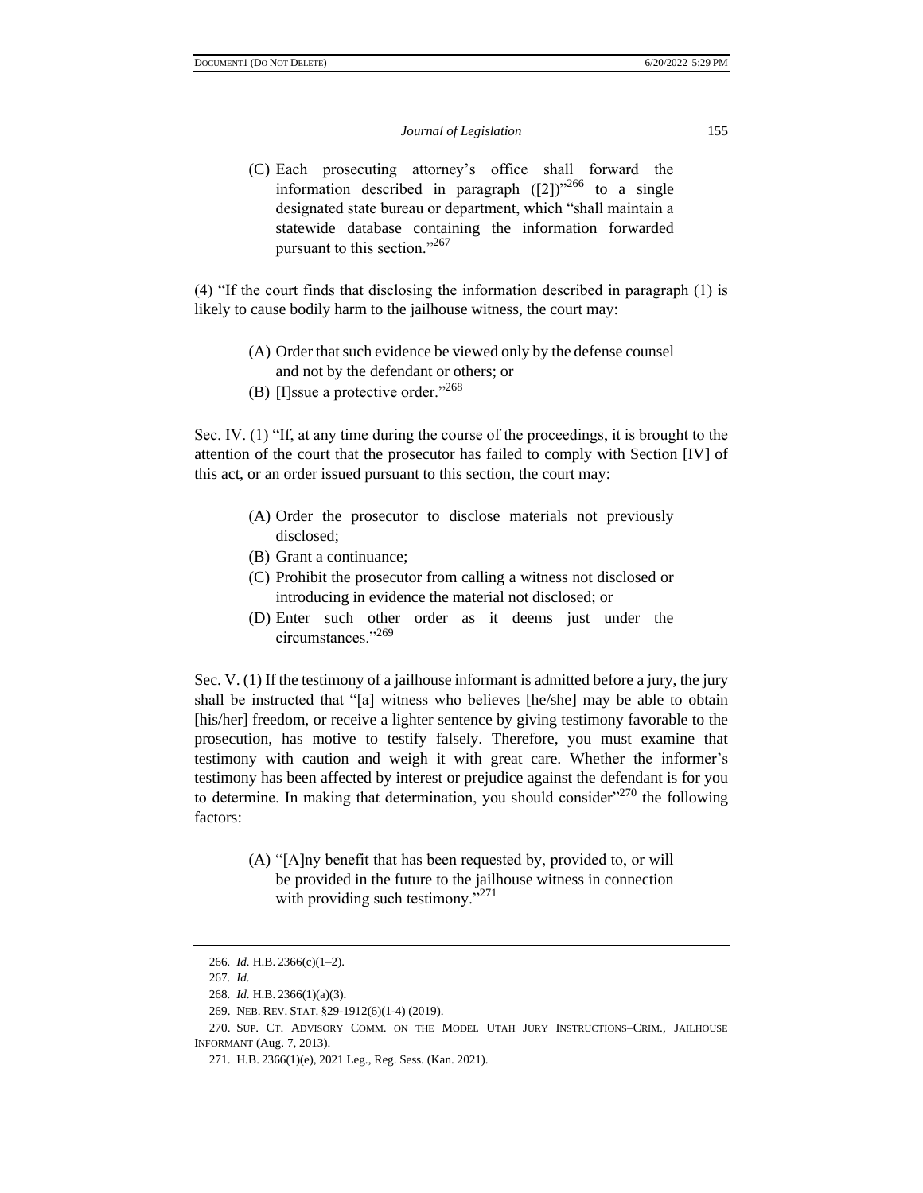(C) Each prosecuting attorney's office shall forward the information described in paragraph ([2])"[266] to a single designated state bureau or department, which "shall maintain a statewide database containing the information forwarded pursuant to this section."[267]

(4) "If the court finds that disclosing the information described in paragraph (1) is likely to cause bodily harm to the jailhouse witness, the court may:

(A) Order that such evidence be viewed only by the defense counsel and not by the defendant or others; or

(B) [I]ssue a protective order."[268]

Sec. IV. (1) "If, at any time during the course of the proceedings, it is brought to the attention of the court that the prosecutor has failed to comply with Section [IV] of this act, or an order issued pursuant to this section, the court may:

(A) Order the prosecutor to disclose materials not previously disclosed;

(B) Grant a continuance;

(C) Prohibit the prosecutor from calling a witness not disclosed or introducing in evidence the material not disclosed; or

(D) Enter such other order as it deems just under the circumstances."[269]

Sec. V. (1) If the testimony of a jailhouse informant is admitted before a jury, the jury shall be instructed that "[a] witness who believes [he/she] may be able to obtain [his/her] freedom, or receive a lighter sentence by giving testimony favorable to the prosecution, has motive to testify falsely. Therefore, you must examine that testimony with caution and weigh it with great care. Whether the informer's testimony has been affected by interest or prejudice against the defendant is for you to determine. In making that determination, you should consider"[270] the following factors:

(A) "[A]ny benefit that has been requested by, provided to, or will be provided in the future to the jailhouse witness in connection with providing such testimony."[271]

---

266. *Id.* H.B. 2366(c)(1–2).

267. *Id.*

268. *Id.* H.B. 2366(1)(a)(3).

269. NEB. REV. STAT. §29-1912(6)(1-4) (2019).

270. SUP. CT. ADVISORY COMM. ON THE MODEL UTAH JURY INSTRUCTIONS–CRIM., JAILHOUSE INFORMANT (Aug. 7, 2013).

271. H.B. 2366(1)(e), 2021 Leg., Reg. Sess. (Kan. 2021).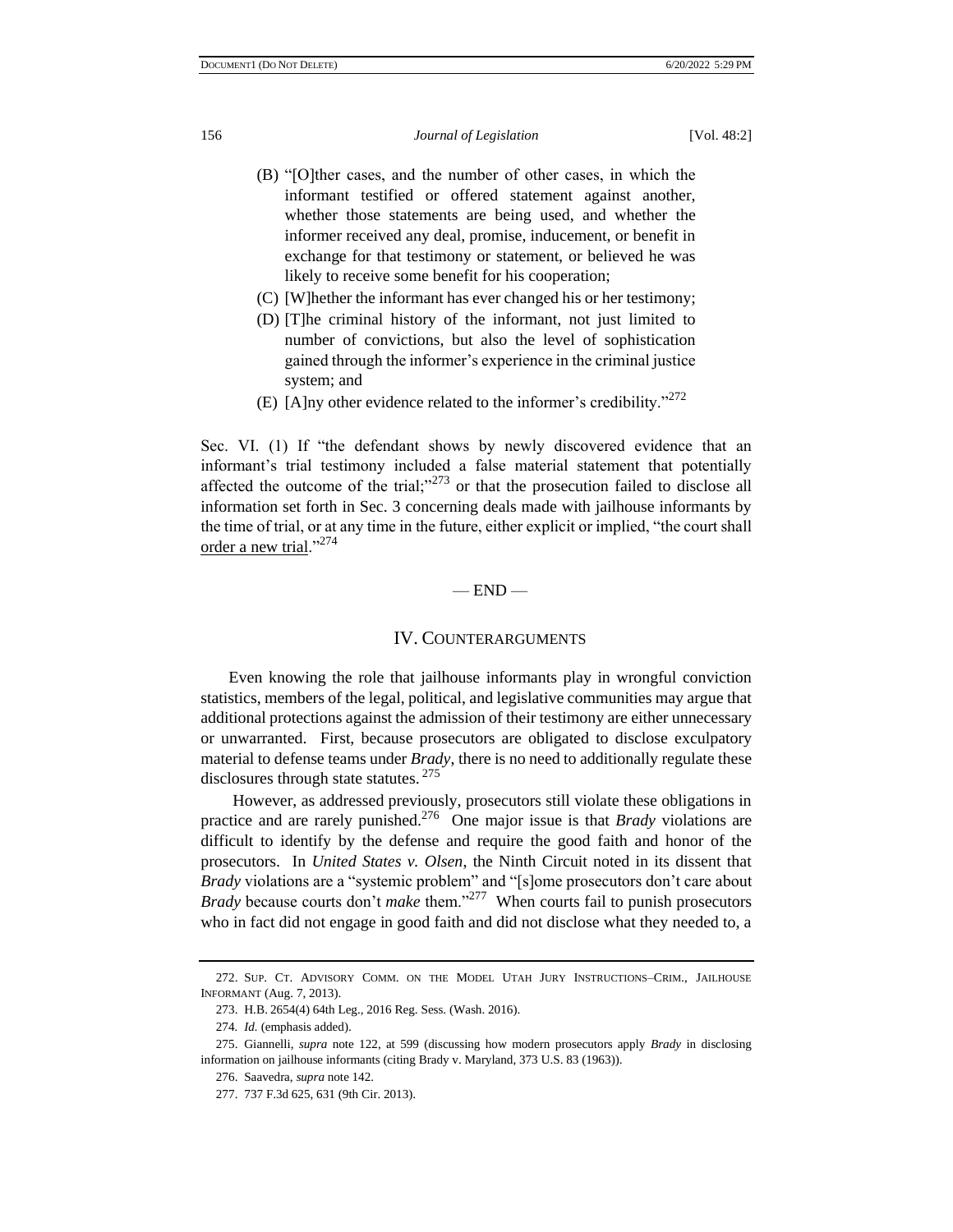(B) "[O]ther cases, and the number of other cases, in which the informant testified or offered statement against another, whether those statements are being used, and whether the informer received any deal, promise, inducement, or benefit in exchange for that testimony or statement, or believed he was likely to receive some benefit for his cooperation;

(C) [W]hether the informant has ever changed his or her testimony;

(D) [T]he criminal history of the informant, not just limited to number of convictions, but also the level of sophistication gained through the informer's experience in the criminal justice system; and

(E) [A]ny other evidence related to the informer's credibility."[272]

Sec. VI. (1) If "the defendant shows by newly discovered evidence that an informant's trial testimony included a false material statement that potentially affected the outcome of the trial;"[273] or that the prosecution failed to disclose all information set forth in Sec. 3 concerning deals made with jailhouse informants by the time of trial, or at any time in the future, either explicit or implied, "the court shall <u>order a new trial</u>."[274]

— END —

## IV. COUNTERARGUMENTS

Even knowing the role that jailhouse informants play in wrongful conviction statistics, members of the legal, political, and legislative communities may argue that additional protections against the admission of their testimony are either unnecessary or unwarranted. First, because prosecutors are obligated to disclose exculpatory material to defense teams under *Brady*, there is no need to additionally regulate these disclosures through state statutes.[275]

However, as addressed previously, prosecutors still violate these obligations in practice and are rarely punished.[276] One major issue is that *Brady* violations are difficult to identify by the defense and require the good faith and honor of the prosecutors. In *United States v. Olsen*, the Ninth Circuit noted in its dissent that *Brady* violations are a "systemic problem" and "[s]ome prosecutors don't care about *Brady* because courts don't *make* them."[277] When courts fail to punish prosecutors who in fact did not engage in good faith and did not disclose what they needed to, a

---

272. SUP. CT. ADVISORY COMM. ON THE MODEL UTAH JURY INSTRUCTIONS–CRIM., JAILHOUSE INFORMANT (Aug. 7, 2013).

273. H.B. 2654(4) 64th Leg., 2016 Reg. Sess. (Wash. 2016).

274. *Id.* (emphasis added).

275. Giannelli, *supra* note 122, at 599 (discussing how modern prosecutors apply *Brady* in disclosing information on jailhouse informants (citing Brady v. Maryland, 373 U.S. 83 (1963)).

276. Saavedra, *supra* note 142.

277. 737 F.3d 625, 631 (9th Cir. 2013).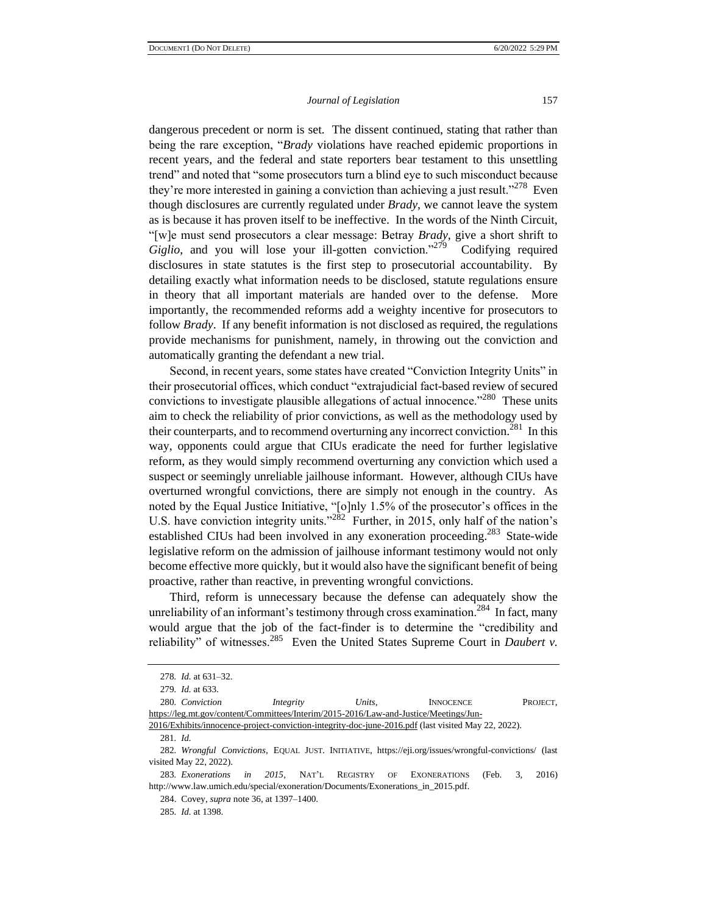dangerous precedent or norm is set. The dissent continued, stating that rather than being the rare exception, "*Brady* violations have reached epidemic proportions in recent years, and the federal and state reporters bear testament to this unsettling trend" and noted that "some prosecutors turn a blind eye to such misconduct because they're more interested in gaining a conviction than achieving a just result."[278] Even though disclosures are currently regulated under *Brady*, we cannot leave the system as is because it has proven itself to be ineffective. In the words of the Ninth Circuit, "[w]e must send prosecutors a clear message: Betray *Brady*, give a short shrift to *Giglio*, and you will lose your ill-gotten conviction."[279] Codifying required disclosures in state statutes is the first step to prosecutorial accountability. By detailing exactly what information needs to be disclosed, statute regulations ensure in theory that all important materials are handed over to the defense. More importantly, the recommended reforms add a weighty incentive for prosecutors to follow *Brady*. If any benefit information is not disclosed as required, the regulations provide mechanisms for punishment, namely, in throwing out the conviction and automatically granting the defendant a new trial.

Second, in recent years, some states have created "Conviction Integrity Units" in their prosecutorial offices, which conduct "extrajudicial fact-based review of secured convictions to investigate plausible allegations of actual innocence."[280] These units aim to check the reliability of prior convictions, as well as the methodology used by their counterparts, and to recommend overturning any incorrect conviction.[281] In this way, opponents could argue that CIUs eradicate the need for further legislative reform, as they would simply recommend overturning any conviction which used a suspect or seemingly unreliable jailhouse informant. However, although CIUs have overturned wrongful convictions, there are simply not enough in the country. As noted by the Equal Justice Initiative, "[o]nly 1.5% of the prosecutor's offices in the U.S. have conviction integrity units."[282] Further, in 2015, only half of the nation's established CIUs had been involved in any exoneration proceeding.[283] State-wide legislative reform on the admission of jailhouse informant testimony would not only become effective more quickly, but it would also have the significant benefit of being proactive, rather than reactive, in preventing wrongful convictions.

Third, reform is unnecessary because the defense can adequately show the unreliability of an informant's testimony through cross examination.[284] In fact, many would argue that the job of the fact-finder is to determine the "credibility and reliability" of witnesses.[285] Even the United States Supreme Court in *Daubert v.*

---

278. *Id.* at 631–32.

279. *Id.* at 633.

280. *Conviction Integrity Units*, INNOCENCE PROJECT, https://leg.mt.gov/content/Committees/Interim/2015-2016/Law-and-Justice/Meetings/Jun-2016/Exhibits/innocence-project-conviction-integrity-doc-june-2016.pdf (last visited May 22, 2022).

281. *Id.*

282. *Wrongful Convictions*, EQUAL JUST. INITIATIVE, https://eji.org/issues/wrongful-convictions/ (last visited May 22, 2022).

283. *Exonerations in 2015*, NAT'L REGISTRY OF EXONERATIONS (Feb. 3, 2016) http://www.law.umich.edu/special/exoneration/Documents/Exonerations_in_2015.pdf.

284. Covey, *supra* note 36, at 1397–1400.

285. *Id.* at 1398.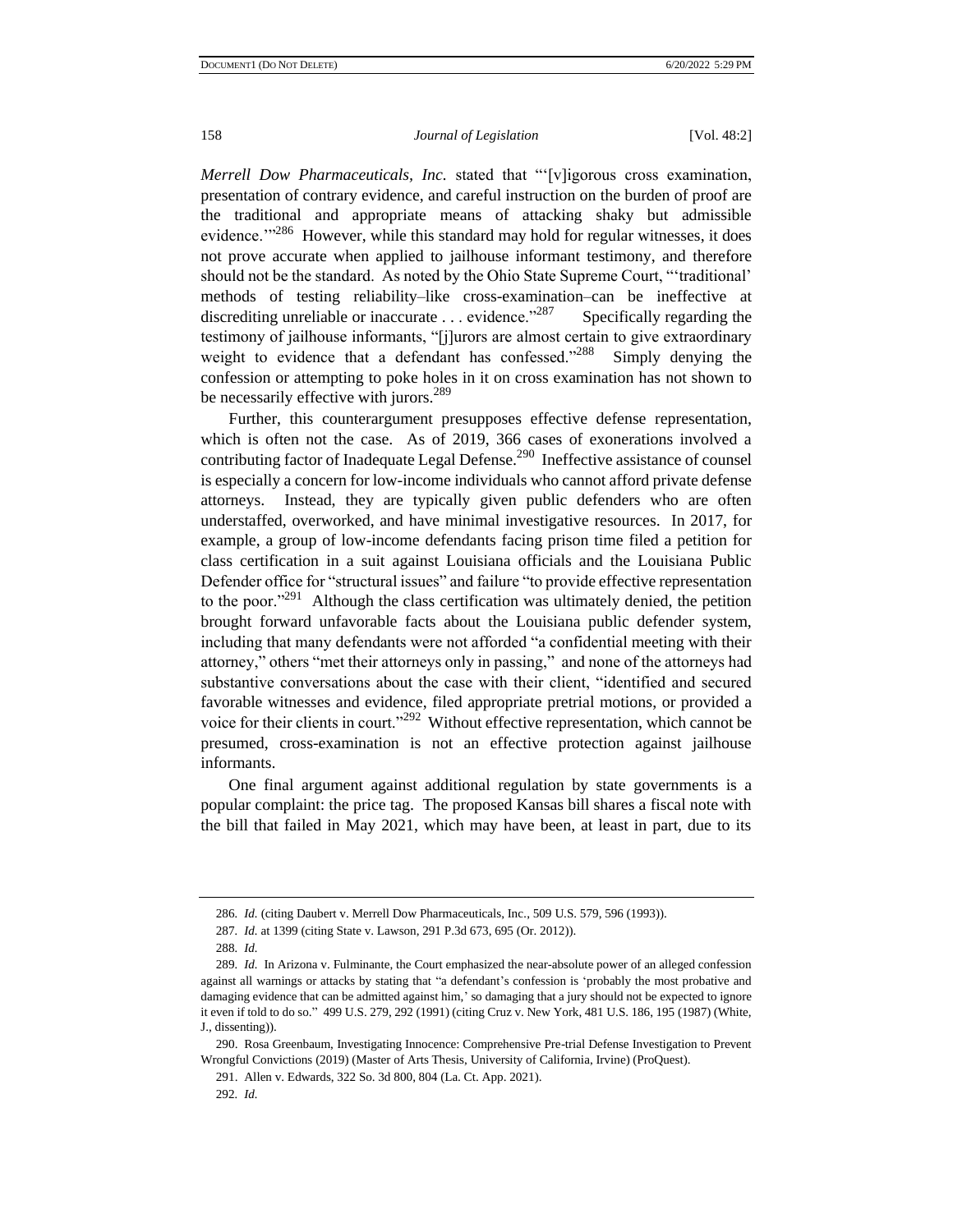*Merrell Dow Pharmaceuticals, Inc.* stated that "'[v]igorous cross examination, presentation of contrary evidence, and careful instruction on the burden of proof are the traditional and appropriate means of attacking shaky but admissible evidence.'"[286] However, while this standard may hold for regular witnesses, it does not prove accurate when applied to jailhouse informant testimony, and therefore should not be the standard. As noted by the Ohio State Supreme Court, "'traditional' methods of testing reliability–like cross-examination–can be ineffective at discrediting unreliable or inaccurate . . . evidence."[287] Specifically regarding the testimony of jailhouse informants, "[j]urors are almost certain to give extraordinary weight to evidence that a defendant has confessed."[288] Simply denying the confession or attempting to poke holes in it on cross examination has not shown to be necessarily effective with jurors.[289]

Further, this counterargument presupposes effective defense representation, which is often not the case. As of 2019, 366 cases of exonerations involved a contributing factor of Inadequate Legal Defense.[290] Ineffective assistance of counsel is especially a concern for low-income individuals who cannot afford private defense attorneys. Instead, they are typically given public defenders who are often understaffed, overworked, and have minimal investigative resources. In 2017, for example, a group of low-income defendants facing prison time filed a petition for class certification in a suit against Louisiana officials and the Louisiana Public Defender office for "structural issues" and failure "to provide effective representation to the poor."[291] Although the class certification was ultimately denied, the petition brought forward unfavorable facts about the Louisiana public defender system, including that many defendants were not afforded "a confidential meeting with their attorney," others "met their attorneys only in passing," and none of the attorneys had substantive conversations about the case with their client, "identified and secured favorable witnesses and evidence, filed appropriate pretrial motions, or provided a voice for their clients in court."[292] Without effective representation, which cannot be presumed, cross-examination is not an effective protection against jailhouse informants.

One final argument against additional regulation by state governments is a popular complaint: the price tag. The proposed Kansas bill shares a fiscal note with the bill that failed in May 2021, which may have been, at least in part, due to its

---

286. *Id.* (citing Daubert v. Merrell Dow Pharmaceuticals, Inc., 509 U.S. 579, 596 (1993)).

287. *Id.* at 1399 (citing State v. Lawson, 291 P.3d 673, 695 (Or. 2012)).

288. *Id.*

289. *Id.* In Arizona v. Fulminante, the Court emphasized the near-absolute power of an alleged confession against all warnings or attacks by stating that "a defendant's confession is 'probably the most probative and damaging evidence that can be admitted against him,' so damaging that a jury should not be expected to ignore it even if told to do so." 499 U.S. 279, 292 (1991) (citing Cruz v. New York, 481 U.S. 186, 195 (1987) (White, J., dissenting)).

290. Rosa Greenbaum, Investigating Innocence: Comprehensive Pre-trial Defense Investigation to Prevent Wrongful Convictions (2019) (Master of Arts Thesis, University of California, Irvine) (ProQuest).

291. Allen v. Edwards, 322 So. 3d 800, 804 (La. Ct. App. 2021).

292. *Id.*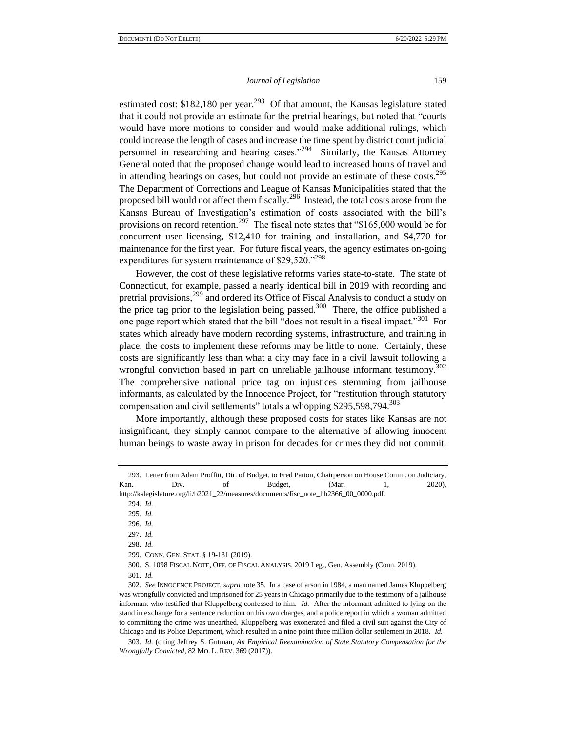estimated cost: $182,180 per year.[293] Of that amount, the Kansas legislature stated that it could not provide an estimate for the pretrial hearings, but noted that "courts would have more motions to consider and would make additional rulings, which could increase the length of cases and increase the time spent by district court judicial personnel in researching and hearing cases."[294] Similarly, the Kansas Attorney General noted that the proposed change would lead to increased hours of travel and in attending hearings on cases, but could not provide an estimate of these costs.[295] The Department of Corrections and League of Kansas Municipalities stated that the proposed bill would not affect them fiscally.[296] Instead, the total costs arose from the Kansas Bureau of Investigation's estimation of costs associated with the bill's provisions on record retention.[297] The fiscal note states that "$165,000 would be for concurrent user licensing, $12,410 for training and installation, and $4,770 for maintenance for the first year. For future fiscal years, the agency estimates on-going expenditures for system maintenance of $29,520."[298]

However, the cost of these legislative reforms varies state-to-state. The state of Connecticut, for example, passed a nearly identical bill in 2019 with recording and pretrial provisions,[299] and ordered its Office of Fiscal Analysis to conduct a study on the price tag prior to the legislation being passed.[300] There, the office published a one page report which stated that the bill "does not result in a fiscal impact."[301] For states which already have modern recording systems, infrastructure, and training in place, the costs to implement these reforms may be little to none. Certainly, these costs are significantly less than what a city may face in a civil lawsuit following a wrongful conviction based in part on unreliable jailhouse informant testimony.[302] The comprehensive national price tag on injustices stemming from jailhouse informants, as calculated by the Innocence Project, for "restitution through statutory compensation and civil settlements" totals a whopping $295,598,794.[303]

More importantly, although these proposed costs for states like Kansas are not insignificant, they simply cannot compare to the alternative of allowing innocent human beings to waste away in prison for decades for crimes they did not commit.

---

293. Letter from Adam Proffitt, Dir. of Budget, to Fred Patton, Chairperson on House Comm. on Judiciary, Kan. Div. of Budget, (Mar. 1, 2020), http://kslegislature.org/li/b2021_22/measures/documents/fisc_note_hb2366_00_0000.pdf.

294. *Id.*

295. *Id.*

296. *Id.*

297. *Id.*

298. *Id.*

299. CONN. GEN. STAT. § 19-131 (2019).

300. S. 1098 FISCAL NOTE, OFF. OF FISCAL ANALYSIS, 2019 Leg., Gen. Assembly (Conn. 2019).

301. *Id.*

302. *See* INNOCENCE PROJECT, *supra* note 35. In a case of arson in 1984, a man named James Kluppelberg was wrongfully convicted and imprisoned for 25 years in Chicago primarily due to the testimony of a jailhouse informant who testified that Kluppelberg confessed to him. *Id.* After the informant admitted to lying on the stand in exchange for a sentence reduction on his own charges, and a police report in which a woman admitted to committing the crime was unearthed, Kluppelberg was exonerated and filed a civil suit against the City of Chicago and its Police Department, which resulted in a nine point three million dollar settlement in 2018. *Id.*

303. *Id.* (citing Jeffrey S. Gutman, *An Empirical Reexamination of State Statutory Compensation for the Wrongfully Convicted*, 82 MO. L. REV. 369 (2017)).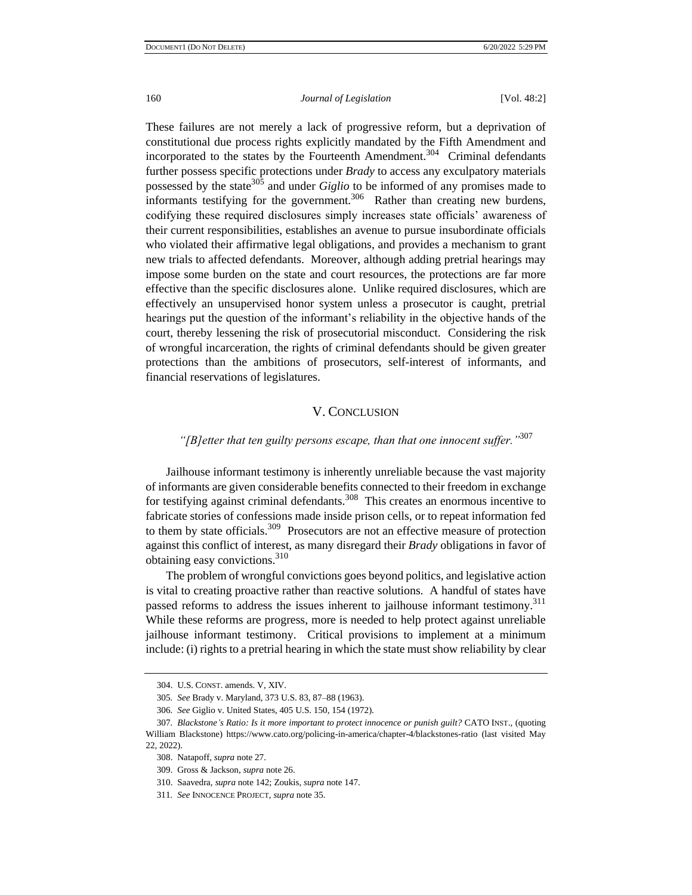These failures are not merely a lack of progressive reform, but a deprivation of constitutional due process rights explicitly mandated by the Fifth Amendment and incorporated to the states by the Fourteenth Amendment.[304] Criminal defendants further possess specific protections under *Brady* to access any exculpatory materials possessed by the state[305] and under *Giglio* to be informed of any promises made to informants testifying for the government.[306] Rather than creating new burdens, codifying these required disclosures simply increases state officials' awareness of their current responsibilities, establishes an avenue to pursue insubordinate officials who violated their affirmative legal obligations, and provides a mechanism to grant new trials to affected defendants. Moreover, although adding pretrial hearings may impose some burden on the state and court resources, the protections are far more effective than the specific disclosures alone. Unlike required disclosures, which are effectively an unsupervised honor system unless a prosecutor is caught, pretrial hearings put the question of the informant's reliability in the objective hands of the court, thereby lessening the risk of prosecutorial misconduct. Considering the risk of wrongful incarceration, the rights of criminal defendants should be given greater protections than the ambitions of prosecutors, self-interest of informants, and financial reservations of legislatures.

## V. CONCLUSION

*"[B]etter that ten guilty persons escape, than that one innocent suffer."*[307]

Jailhouse informant testimony is inherently unreliable because the vast majority of informants are given considerable benefits connected to their freedom in exchange for testifying against criminal defendants.[308] This creates an enormous incentive to fabricate stories of confessions made inside prison cells, or to repeat information fed to them by state officials.[309] Prosecutors are not an effective measure of protection against this conflict of interest, as many disregard their *Brady* obligations in favor of obtaining easy convictions.[310]

The problem of wrongful convictions goes beyond politics, and legislative action is vital to creating proactive rather than reactive solutions. A handful of states have passed reforms to address the issues inherent to jailhouse informant testimony.[311] While these reforms are progress, more is needed to help protect against unreliable jailhouse informant testimony. Critical provisions to implement at a minimum include: (i) rights to a pretrial hearing in which the state must show reliability by clear

---

304. U.S. CONST. amends. V, XIV.

305. *See* Brady v. Maryland, 373 U.S. 83, 87–88 (1963).

306. *See* Giglio v. United States, 405 U.S. 150, 154 (1972).

307. *Blackstone's Ratio: Is it more important to protect innocence or punish guilt?* CATO INST., (quoting William Blackstone) https://www.cato.org/policing-in-america/chapter-4/blackstones-ratio (last visited May 22, 2022).

308. Natapoff, *supra* note 27.

309. Gross & Jackson, *supra* note 26.

310. Saavedra, *supra* note 142; Zoukis, *supra* note 147.

311. *See* INNOCENCE PROJECT, *supra* note 35.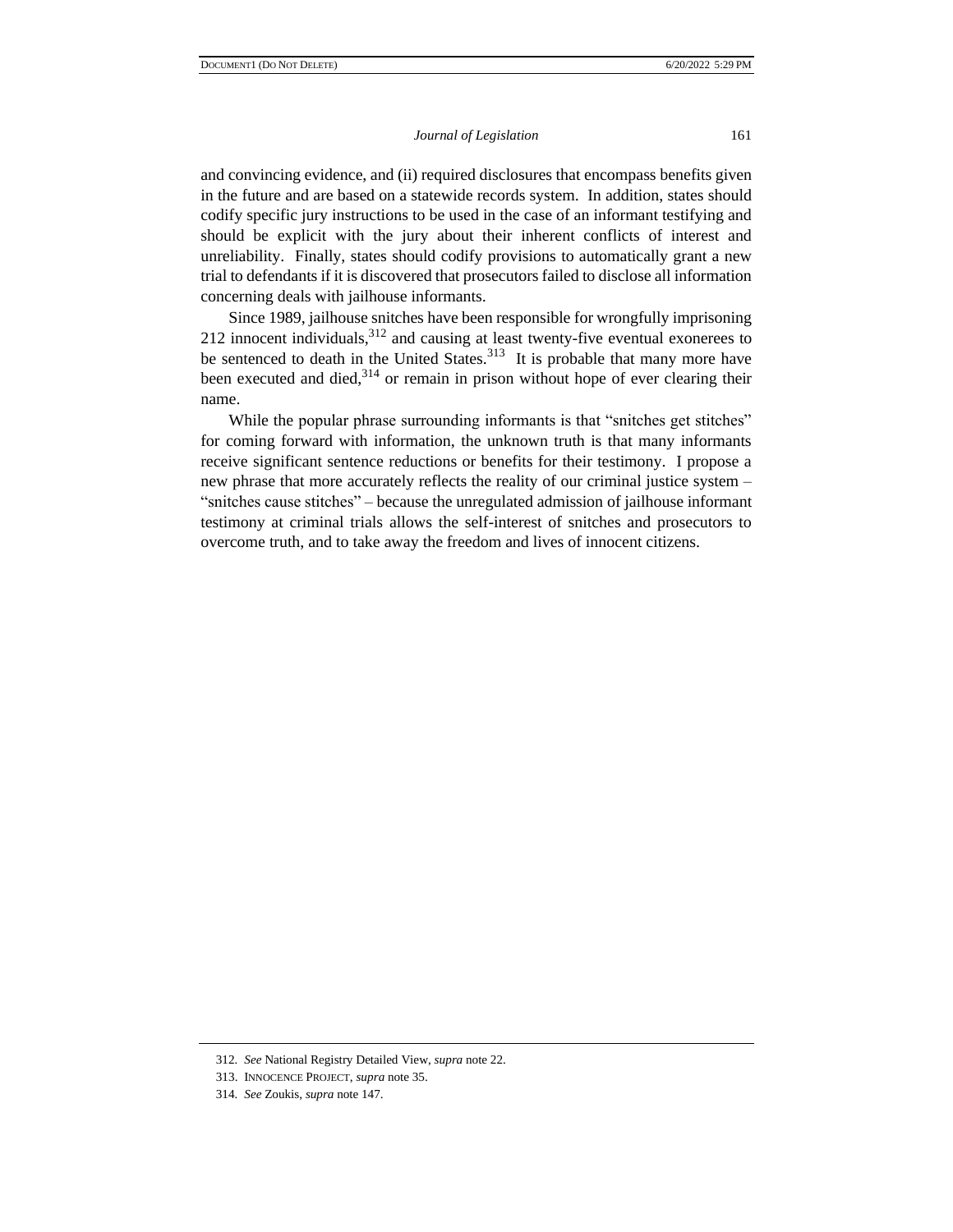and convincing evidence, and (ii) required disclosures that encompass benefits given in the future and are based on a statewide records system. In addition, states should codify specific jury instructions to be used in the case of an informant testifying and should be explicit with the jury about their inherent conflicts of interest and unreliability. Finally, states should codify provisions to automatically grant a new trial to defendants if it is discovered that prosecutors failed to disclose all information concerning deals with jailhouse informants.

Since 1989, jailhouse snitches have been responsible for wrongfully imprisoning 212 innocent individuals,[312] and causing at least twenty-five eventual exonerees to be sentenced to death in the United States.[313] It is probable that many more have been executed and died,[314] or remain in prison without hope of ever clearing their name.

While the popular phrase surrounding informants is that "snitches get stitches" for coming forward with information, the unknown truth is that many informants receive significant sentence reductions or benefits for their testimony. I propose a new phrase that more accurately reflects the reality of our criminal justice system – "snitches cause stitches" – because the unregulated admission of jailhouse informant testimony at criminal trials allows the self-interest of snitches and prosecutors to overcome truth, and to take away the freedom and lives of innocent citizens.

---

312. *See* National Registry Detailed View, *supra* note 22.

313. INNOCENCE PROJECT, *supra* note 35.

314. *See* Zoukis, *supra* note 147.